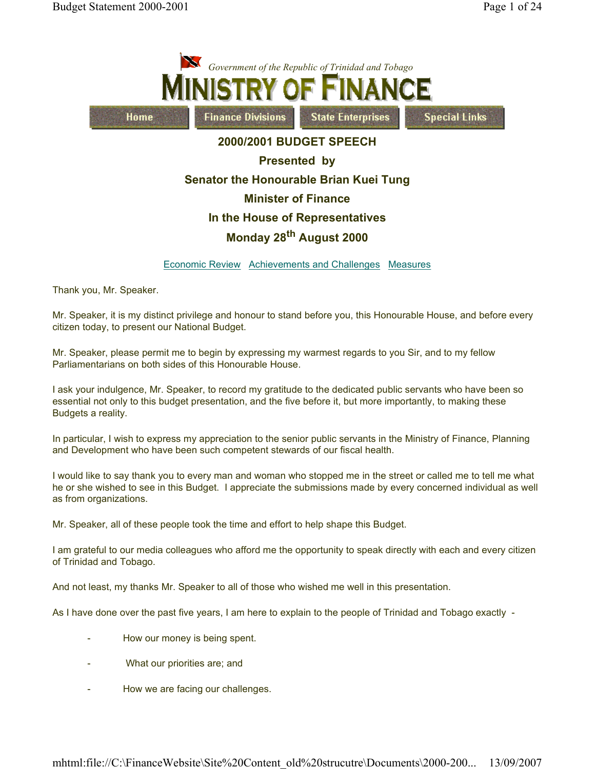*Government of the Republic of Trinidad and Tobago*

# MINISTRY OF FINANCE

Home | Finance Divisions | State Enterprises | Special Links

## 2000/2001 BUDGET SPEECH

**Presented by**

**Senator the Honourable Brian Kuei Tung**

**Minister of Finance**

**In the House of Representatives**

**Monday 28th August 2000**

Economic Review   Achievements and Challenges   Measures

Thank you, Mr. Speaker.

Mr. Speaker, it is my distinct privilege and honour to stand before you, this Honourable House, and before every citizen today, to present our National Budget.

Mr. Speaker, please permit me to begin by expressing my warmest regards to you Sir, and to my fellow Parliamentarians on both sides of this Honourable House.

I ask your indulgence, Mr. Speaker, to record my gratitude to the dedicated public servants who have been so essential not only to this budget presentation, and the five before it, but more importantly, to making these Budgets a reality.

In particular, I wish to express my appreciation to the senior public servants in the Ministry of Finance, Planning and Development who have been such competent stewards of our fiscal health.

I would like to say thank you to every man and woman who stopped me in the street or called me to tell me what he or she wished to see in this Budget. I appreciate the submissions made by every concerned individual as well as from organizations.

Mr. Speaker, all of these people took the time and effort to help shape this Budget.

I am grateful to our media colleagues who afford me the opportunity to speak directly with each and every citizen of Trinidad and Tobago.

And not least, my thanks Mr. Speaker to all of those who wished me well in this presentation.

As I have done over the past five years, I am here to explain to the people of Trinidad and Tobago exactly -

- How our money is being spent.
- What our priorities are; and
- How we are facing our challenges.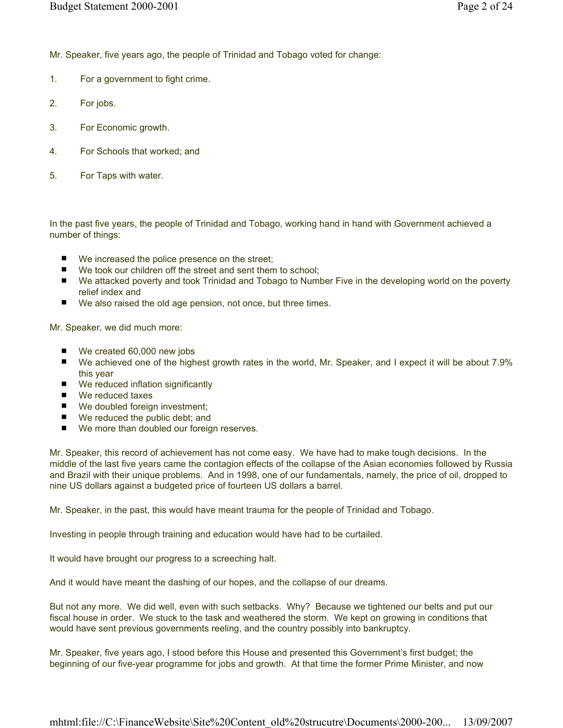Mr. Speaker, five years ago, the people of Trinidad and Tobago voted for change:

1. For a government to fight crime.

2. For jobs.

3. For Economic growth.

4. For Schools that worked; and

5. For Taps with water.

In the past five years, the people of Trinidad and Tobago, working hand in hand with Government achieved a number of things:

- We increased the police presence on the street;
- We took our children off the street and sent them to school;
- We attacked poverty and took Trinidad and Tobago to Number Five in the developing world on the poverty relief index and
- We also raised the old age pension, not once, but three times.

Mr. Speaker, we did much more:

- We created 60,000 new jobs
- We achieved one of the highest growth rates in the world, Mr. Speaker, and I expect it will be about 7.9% this year
- We reduced inflation significantly
- We reduced taxes
- We doubled foreign investment;
- We reduced the public debt; and
- We more than doubled our foreign reserves.

Mr. Speaker, this record of achievement has not come easy. We have had to make tough decisions. In the middle of the last five years came the contagion effects of the collapse of the Asian economies followed by Russia and Brazil with their unique problems. And in 1998, one of our fundamentals, namely, the price of oil, dropped to nine US dollars against a budgeted price of fourteen US dollars a barrel.

Mr. Speaker, in the past, this would have meant trauma for the people of Trinidad and Tobago.

Investing in people through training and education would have had to be curtailed.

It would have brought our progress to a screeching halt.

And it would have meant the dashing of our hopes, and the collapse of our dreams.

But not any more. We did well, even with such setbacks. Why? Because we tightened our belts and put our fiscal house in order. We stuck to the task and weathered the storm. We kept on growing in conditions that would have sent previous governments reeling, and the country possibly into bankruptcy.

Mr. Speaker, five years ago, I stood before this House and presented this Government's first budget; the beginning of our five-year programme for jobs and growth. At that time the former Prime Minister, and now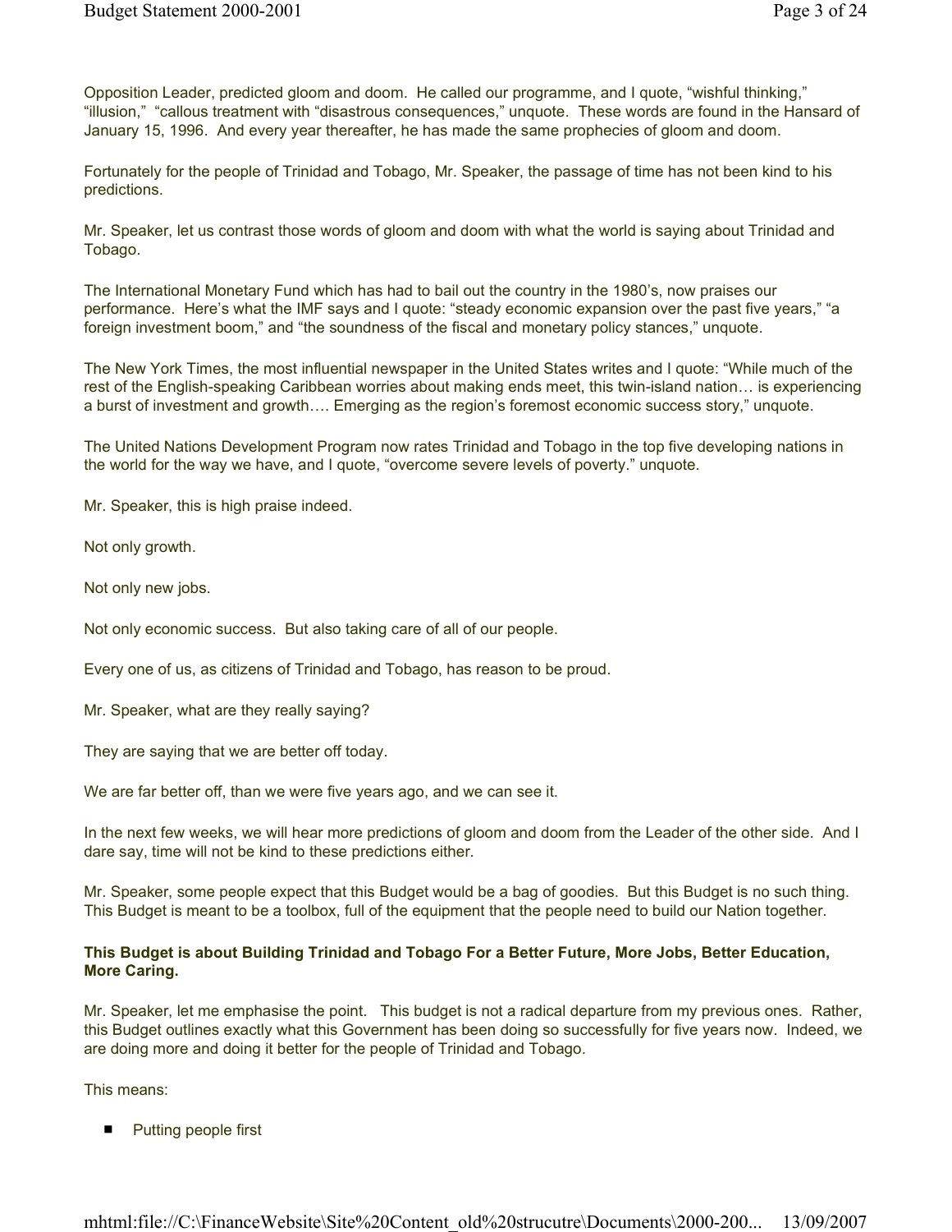Opposition Leader, predicted gloom and doom. He called our programme, and I quote, "wishful thinking," "illusion," "callous treatment with "disastrous consequences," unquote. These words are found in the Hansard of January 15, 1996. And every year thereafter, he has made the same prophecies of gloom and doom.

Fortunately for the people of Trinidad and Tobago, Mr. Speaker, the passage of time has not been kind to his predictions.

Mr. Speaker, let us contrast those words of gloom and doom with what the world is saying about Trinidad and Tobago.

The International Monetary Fund which has had to bail out the country in the 1980's, now praises our performance. Here's what the IMF says and I quote: "steady economic expansion over the past five years," "a foreign investment boom," and "the soundness of the fiscal and monetary policy stances," unquote.

The New York Times, the most influential newspaper in the United States writes and I quote: "While much of the rest of the English-speaking Caribbean worries about making ends meet, this twin-island nation… is experiencing a burst of investment and growth…. Emerging as the region's foremost economic success story," unquote.

The United Nations Development Program now rates Trinidad and Tobago in the top five developing nations in the world for the way we have, and I quote, "overcome severe levels of poverty." unquote.

Mr. Speaker, this is high praise indeed.

Not only growth.

Not only new jobs.

Not only economic success. But also taking care of all of our people.

Every one of us, as citizens of Trinidad and Tobago, has reason to be proud.

Mr. Speaker, what are they really saying?

They are saying that we are better off today.

We are far better off, than we were five years ago, and we can see it.

In the next few weeks, we will hear more predictions of gloom and doom from the Leader of the other side. And I dare say, time will not be kind to these predictions either.

Mr. Speaker, some people expect that this Budget would be a bag of goodies. But this Budget is no such thing. This Budget is meant to be a toolbox, full of the equipment that the people need to build our Nation together.

**This Budget is about Building Trinidad and Tobago For a Better Future, More Jobs, Better Education, More Caring.**

Mr. Speaker, let me emphasise the point. This budget is not a radical departure from my previous ones. Rather, this Budget outlines exactly what this Government has been doing so successfully for five years now. Indeed, we are doing more and doing it better for the people of Trinidad and Tobago.

This means:

- Putting people first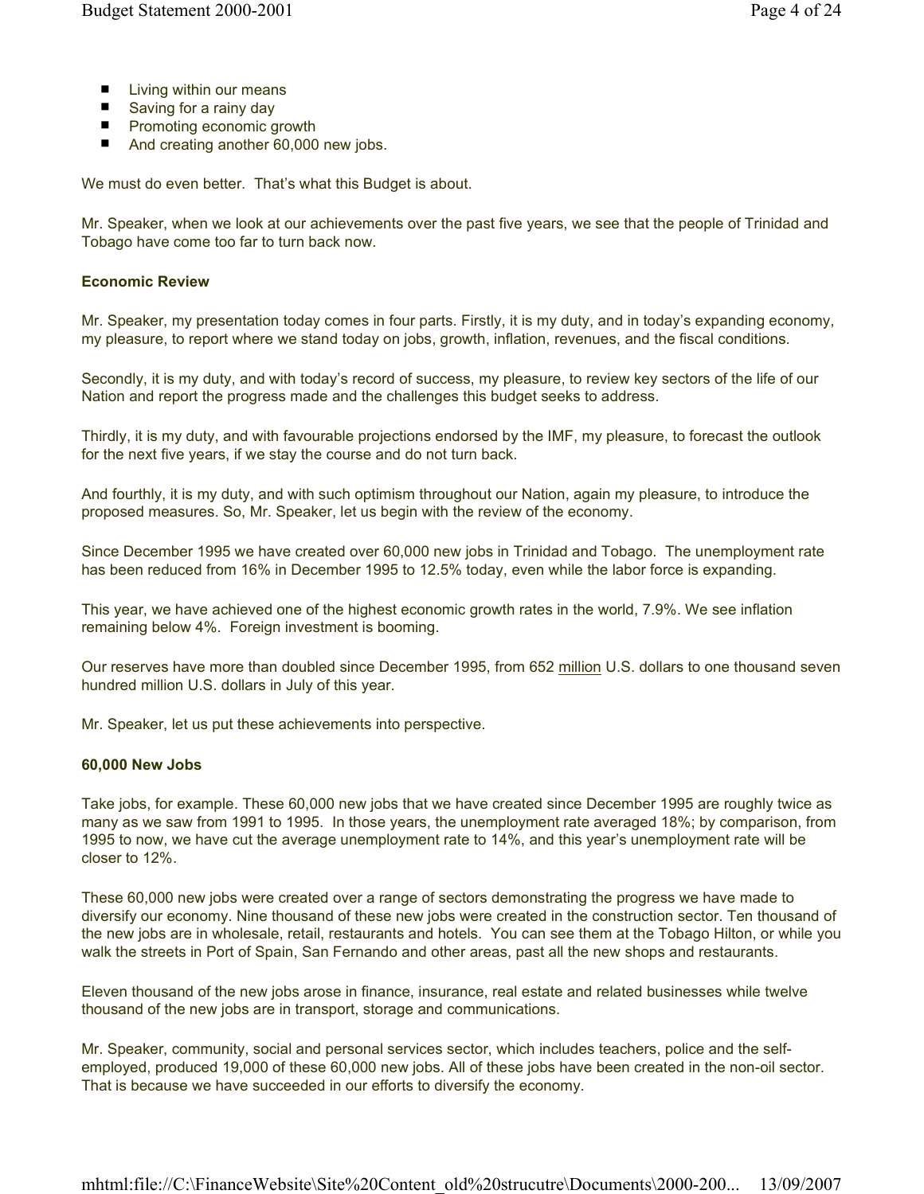- Living within our means
- Saving for a rainy day
- Promoting economic growth
- And creating another 60,000 new jobs.

We must do even better. That's what this Budget is about.

Mr. Speaker, when we look at our achievements over the past five years, we see that the people of Trinidad and Tobago have come too far to turn back now.

**Economic Review**

Mr. Speaker, my presentation today comes in four parts. Firstly, it is my duty, and in today's expanding economy, my pleasure, to report where we stand today on jobs, growth, inflation, revenues, and the fiscal conditions.

Secondly, it is my duty, and with today's record of success, my pleasure, to review key sectors of the life of our Nation and report the progress made and the challenges this budget seeks to address.

Thirdly, it is my duty, and with favourable projections endorsed by the IMF, my pleasure, to forecast the outlook for the next five years, if we stay the course and do not turn back.

And fourthly, it is my duty, and with such optimism throughout our Nation, again my pleasure, to introduce the proposed measures. So, Mr. Speaker, let us begin with the review of the economy.

Since December 1995 we have created over 60,000 new jobs in Trinidad and Tobago. The unemployment rate has been reduced from 16% in December 1995 to 12.5% today, even while the labor force is expanding.

This year, we have achieved one of the highest economic growth rates in the world, 7.9%. We see inflation remaining below 4%. Foreign investment is booming.

Our reserves have more than doubled since December 1995, from 652 million U.S. dollars to one thousand seven hundred million U.S. dollars in July of this year.

Mr. Speaker, let us put these achievements into perspective.

**60,000 New Jobs**

Take jobs, for example. These 60,000 new jobs that we have created since December 1995 are roughly twice as many as we saw from 1991 to 1995. In those years, the unemployment rate averaged 18%; by comparison, from 1995 to now, we have cut the average unemployment rate to 14%, and this year's unemployment rate will be closer to 12%.

These 60,000 new jobs were created over a range of sectors demonstrating the progress we have made to diversify our economy. Nine thousand of these new jobs were created in the construction sector. Ten thousand of the new jobs are in wholesale, retail, restaurants and hotels. You can see them at the Tobago Hilton, or while you walk the streets in Port of Spain, San Fernando and other areas, past all the new shops and restaurants.

Eleven thousand of the new jobs arose in finance, insurance, real estate and related businesses while twelve thousand of the new jobs are in transport, storage and communications.

Mr. Speaker, community, social and personal services sector, which includes teachers, police and the self-employed, produced 19,000 of these 60,000 new jobs. All of these jobs have been created in the non-oil sector. That is because we have succeeded in our efforts to diversify the economy.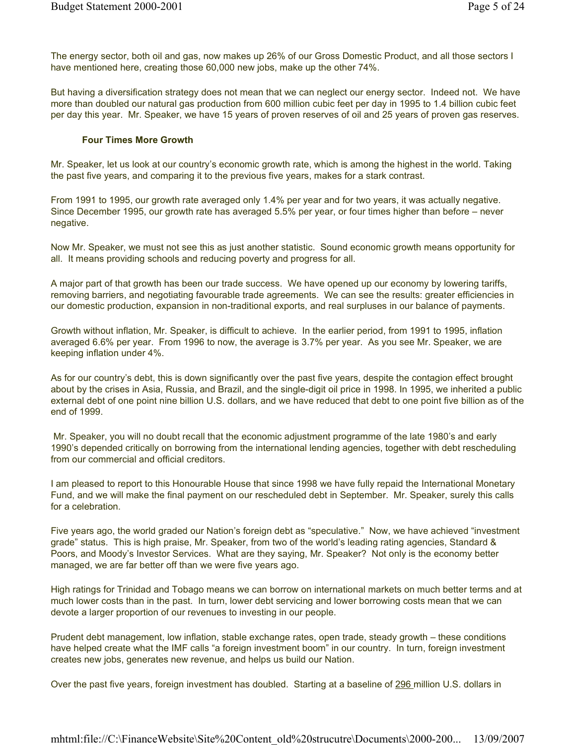The energy sector, both oil and gas, now makes up 26% of our Gross Domestic Product, and all those sectors I have mentioned here, creating those 60,000 new jobs, make up the other 74%.

But having a diversification strategy does not mean that we can neglect our energy sector. Indeed not. We have more than doubled our natural gas production from 600 million cubic feet per day in 1995 to 1.4 billion cubic feet per day this year. Mr. Speaker, we have 15 years of proven reserves of oil and 25 years of proven gas reserves.

### Four Times More Growth

Mr. Speaker, let us look at our country's economic growth rate, which is among the highest in the world. Taking the past five years, and comparing it to the previous five years, makes for a stark contrast.

From 1991 to 1995, our growth rate averaged only 1.4% per year and for two years, it was actually negative. Since December 1995, our growth rate has averaged 5.5% per year, or four times higher than before – never negative.

Now Mr. Speaker, we must not see this as just another statistic. Sound economic growth means opportunity for all. It means providing schools and reducing poverty and progress for all.

A major part of that growth has been our trade success. We have opened up our economy by lowering tariffs, removing barriers, and negotiating favourable trade agreements. We can see the results: greater efficiencies in our domestic production, expansion in non-traditional exports, and real surpluses in our balance of payments.

Growth without inflation, Mr. Speaker, is difficult to achieve. In the earlier period, from 1991 to 1995, inflation averaged 6.6% per year. From 1996 to now, the average is 3.7% per year. As you see Mr. Speaker, we are keeping inflation under 4%.

As for our country's debt, this is down significantly over the past five years, despite the contagion effect brought about by the crises in Asia, Russia, and Brazil, and the single-digit oil price in 1998. In 1995, we inherited a public external debt of one point nine billion U.S. dollars, and we have reduced that debt to one point five billion as of the end of 1999.

Mr. Speaker, you will no doubt recall that the economic adjustment programme of the late 1980's and early 1990's depended critically on borrowing from the international lending agencies, together with debt rescheduling from our commercial and official creditors.

I am pleased to report to this Honourable House that since 1998 we have fully repaid the International Monetary Fund, and we will make the final payment on our rescheduled debt in September. Mr. Speaker, surely this calls for a celebration.

Five years ago, the world graded our Nation's foreign debt as "speculative." Now, we have achieved "investment grade" status. This is high praise, Mr. Speaker, from two of the world's leading rating agencies, Standard & Poors, and Moody's Investor Services. What are they saying, Mr. Speaker? Not only is the economy better managed, we are far better off than we were five years ago.

High ratings for Trinidad and Tobago means we can borrow on international markets on much better terms and at much lower costs than in the past. In turn, lower debt servicing and lower borrowing costs mean that we can devote a larger proportion of our revenues to investing in our people.

Prudent debt management, low inflation, stable exchange rates, open trade, steady growth – these conditions have helped create what the IMF calls "a foreign investment boom" in our country. In turn, foreign investment creates new jobs, generates new revenue, and helps us build our Nation.

Over the past five years, foreign investment has doubled. Starting at a baseline of 296 million U.S. dollars in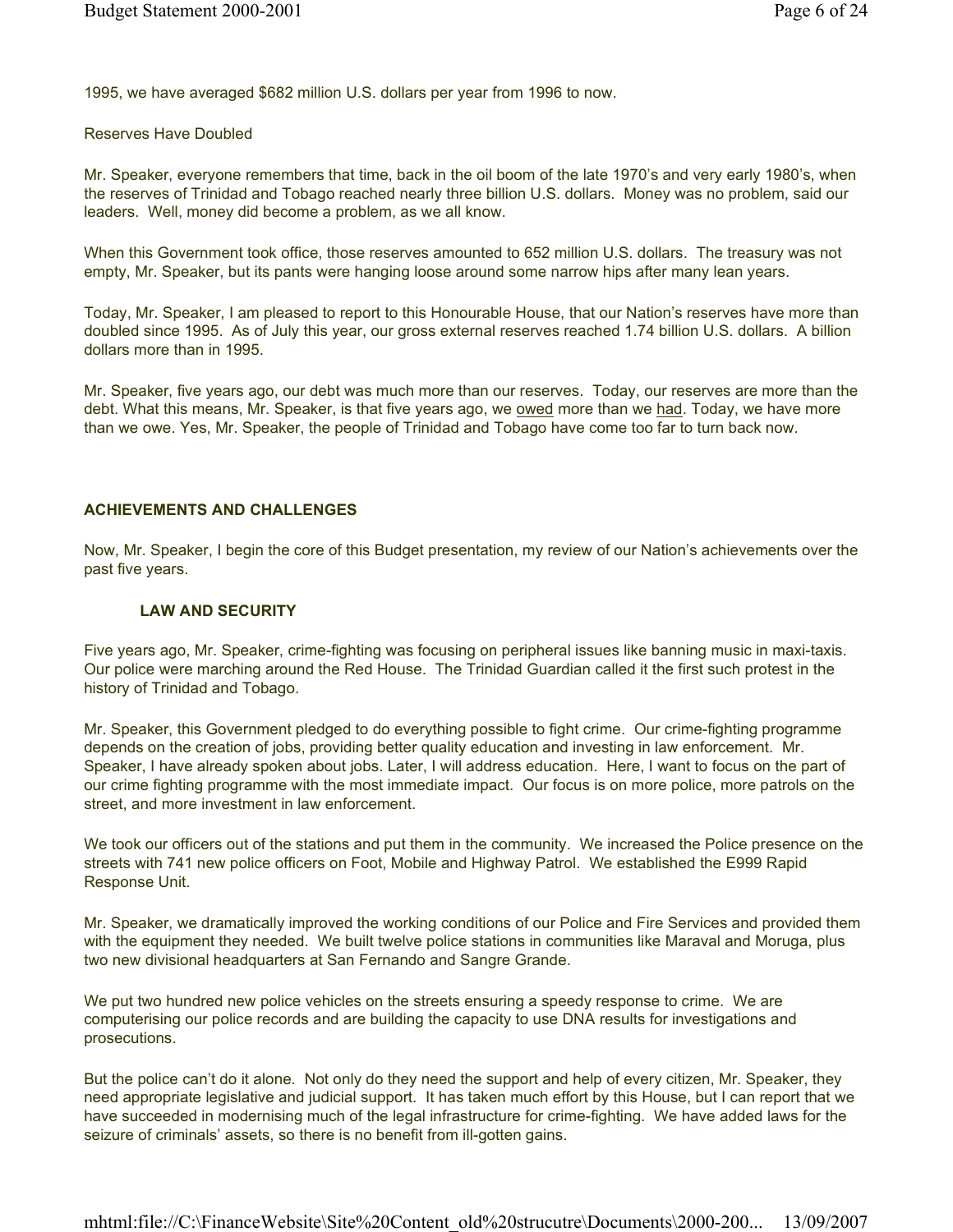1995, we have averaged $682 million U.S. dollars per year from 1996 to now.

Reserves Have Doubled

Mr. Speaker, everyone remembers that time, back in the oil boom of the late 1970's and very early 1980's, when the reserves of Trinidad and Tobago reached nearly three billion U.S. dollars. Money was no problem, said our leaders. Well, money did become a problem, as we all know.

When this Government took office, those reserves amounted to 652 million U.S. dollars. The treasury was not empty, Mr. Speaker, but its pants were hanging loose around some narrow hips after many lean years.

Today, Mr. Speaker, I am pleased to report to this Honourable House, that our Nation's reserves have more than doubled since 1995. As of July this year, our gross external reserves reached 1.74 billion U.S. dollars. A billion dollars more than in 1995.

Mr. Speaker, five years ago, our debt was much more than our reserves. Today, our reserves are more than the debt. What this means, Mr. Speaker, is that five years ago, we <u>owed</u> more than we <u>had</u>. Today, we have more than we owe. Yes, Mr. Speaker, the people of Trinidad and Tobago have come too far to turn back now.

## ACHIEVEMENTS AND CHALLENGES

Now, Mr. Speaker, I begin the core of this Budget presentation, my review of our Nation's achievements over the past five years.

### LAW AND SECURITY

Five years ago, Mr. Speaker, crime-fighting was focusing on peripheral issues like banning music in maxi-taxis. Our police were marching around the Red House. The Trinidad Guardian called it the first such protest in the history of Trinidad and Tobago.

Mr. Speaker, this Government pledged to do everything possible to fight crime. Our crime-fighting programme depends on the creation of jobs, providing better quality education and investing in law enforcement. Mr. Speaker, I have already spoken about jobs. Later, I will address education. Here, I want to focus on the part of our crime fighting programme with the most immediate impact. Our focus is on more police, more patrols on the street, and more investment in law enforcement.

We took our officers out of the stations and put them in the community. We increased the Police presence on the streets with 741 new police officers on Foot, Mobile and Highway Patrol. We established the E999 Rapid Response Unit.

Mr. Speaker, we dramatically improved the working conditions of our Police and Fire Services and provided them with the equipment they needed. We built twelve police stations in communities like Maraval and Moruga, plus two new divisional headquarters at San Fernando and Sangre Grande.

We put two hundred new police vehicles on the streets ensuring a speedy response to crime. We are computerising our police records and are building the capacity to use DNA results for investigations and prosecutions.

But the police can't do it alone. Not only do they need the support and help of every citizen, Mr. Speaker, they need appropriate legislative and judicial support. It has taken much effort by this House, but I can report that we have succeeded in modernising much of the legal infrastructure for crime-fighting. We have added laws for the seizure of criminals' assets, so there is no benefit from ill-gotten gains.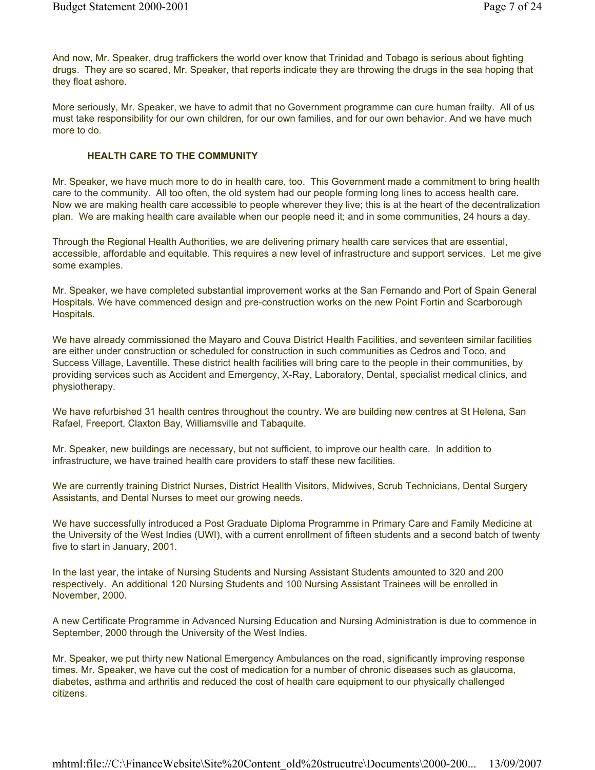And now, Mr. Speaker, drug traffickers the world over know that Trinidad and Tobago is serious about fighting drugs. They are so scared, Mr. Speaker, that reports indicate they are throwing the drugs in the sea hoping that they float ashore.

More seriously, Mr. Speaker, we have to admit that no Government programme can cure human frailty. All of us must take responsibility for our own children, for our own families, and for our own behavior. And we have much more to do.

### HEALTH CARE TO THE COMMUNITY

Mr. Speaker, we have much more to do in health care, too. This Government made a commitment to bring health care to the community. All too often, the old system had our people forming long lines to access health care. Now we are making health care accessible to people wherever they live; this is at the heart of the decentralization plan. We are making health care available when our people need it; and in some communities, 24 hours a day.

Through the Regional Health Authorities, we are delivering primary health care services that are essential, accessible, affordable and equitable. This requires a new level of infrastructure and support services. Let me give some examples.

Mr. Speaker, we have completed substantial improvement works at the San Fernando and Port of Spain General Hospitals. We have commenced design and pre-construction works on the new Point Fortin and Scarborough Hospitals.

We have already commissioned the Mayaro and Couva District Health Facilities, and seventeen similar facilities are either under construction or scheduled for construction in such communities as Cedros and Toco, and Success Village, Laventille. These district health facilities will bring care to the people in their communities, by providing services such as Accident and Emergency, X-Ray, Laboratory, Dental, specialist medical clinics, and physiotherapy.

We have refurbished 31 health centres throughout the country. We are building new centres at St Helena, San Rafael, Freeport, Claxton Bay, Williamsville and Tabaquite.

Mr. Speaker, new buildings are necessary, but not sufficient, to improve our health care. In addition to infrastructure, we have trained health care providers to staff these new facilities.

We are currently training District Nurses, District Heallth Visitors, Midwives, Scrub Technicians, Dental Surgery Assistants, and Dental Nurses to meet our growing needs.

We have successfully introduced a Post Graduate Diploma Programme in Primary Care and Family Medicine at the University of the West Indies (UWI), with a current enrollment of fifteen students and a second batch of twenty five to start in January, 2001.

In the last year, the intake of Nursing Students and Nursing Assistant Students amounted to 320 and 200 respectively. An additional 120 Nursing Students and 100 Nursing Assistant Trainees will be enrolled in November, 2000.

A new Certificate Programme in Advanced Nursing Education and Nursing Administration is due to commence in September, 2000 through the University of the West Indies.

Mr. Speaker, we put thirty new National Emergency Ambulances on the road, significantly improving response times. Mr. Speaker, we have cut the cost of medication for a number of chronic diseases such as glaucoma, diabetes, asthma and arthritis and reduced the cost of health care equipment to our physically challenged citizens.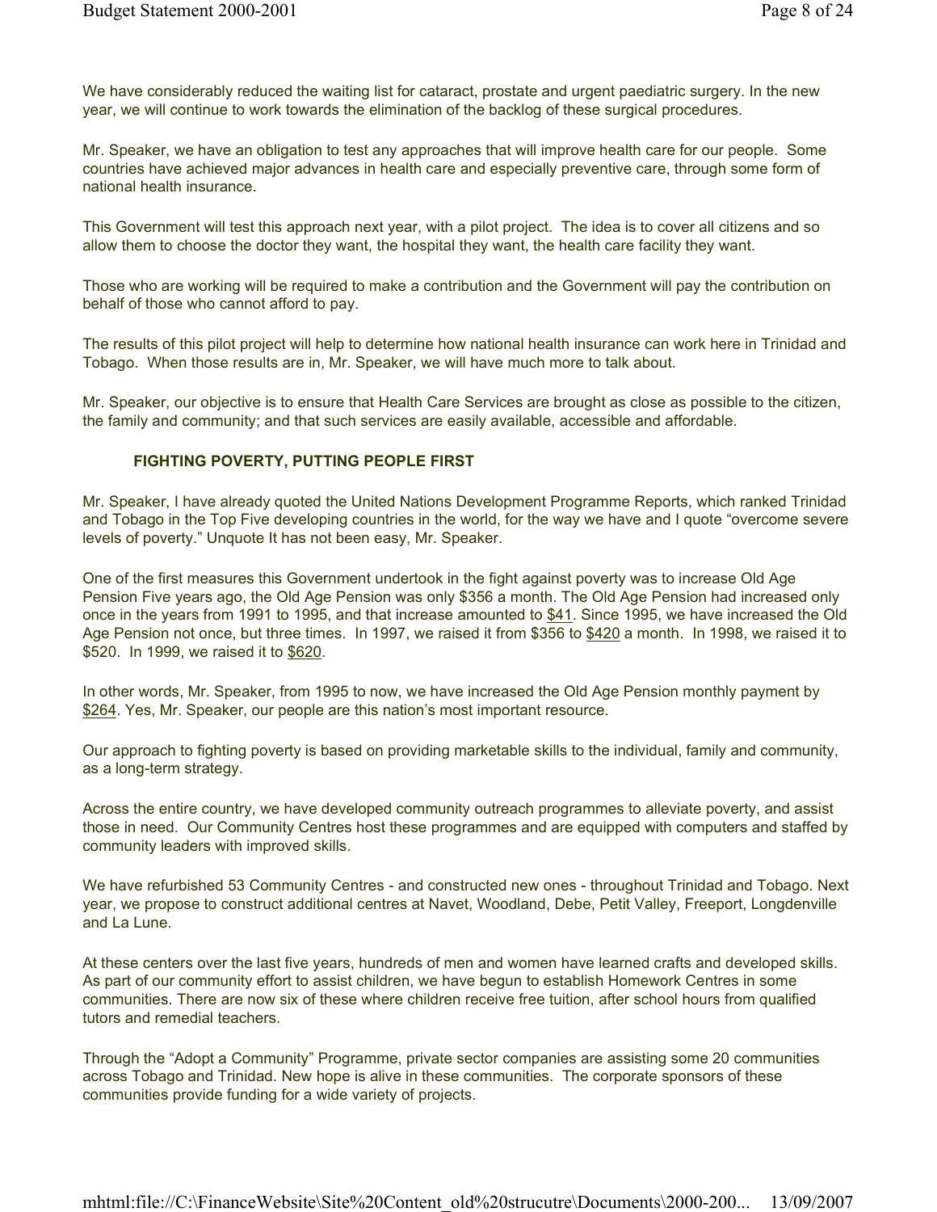We have considerably reduced the waiting list for cataract, prostate and urgent paediatric surgery. In the new year, we will continue to work towards the elimination of the backlog of these surgical procedures.

Mr. Speaker, we have an obligation to test any approaches that will improve health care for our people. Some countries have achieved major advances in health care and especially preventive care, through some form of national health insurance.

This Government will test this approach next year, with a pilot project. The idea is to cover all citizens and so allow them to choose the doctor they want, the hospital they want, the health care facility they want.

Those who are working will be required to make a contribution and the Government will pay the contribution on behalf of those who cannot afford to pay.

The results of this pilot project will help to determine how national health insurance can work here in Trinidad and Tobago. When those results are in, Mr. Speaker, we will have much more to talk about.

Mr. Speaker, our objective is to ensure that Health Care Services are brought as close as possible to the citizen, the family and community; and that such services are easily available, accessible and affordable.

### FIGHTING POVERTY, PUTTING PEOPLE FIRST

Mr. Speaker, I have already quoted the United Nations Development Programme Reports, which ranked Trinidad and Tobago in the Top Five developing countries in the world, for the way we have and I quote "overcome severe levels of poverty." Unquote It has not been easy, Mr. Speaker.

One of the first measures this Government undertook in the fight against poverty was to increase Old Age Pension Five years ago, the Old Age Pension was only $356 a month. The Old Age Pension had increased only once in the years from 1991 to 1995, and that increase amounted to $41. Since 1995, we have increased the Old Age Pension not once, but three times. In 1997, we raised it from $356 to $420 a month. In 1998, we raised it to $520. In 1999, we raised it to $620.

In other words, Mr. Speaker, from 1995 to now, we have increased the Old Age Pension monthly payment by $264. Yes, Mr. Speaker, our people are this nation's most important resource.

Our approach to fighting poverty is based on providing marketable skills to the individual, family and community, as a long-term strategy.

Across the entire country, we have developed community outreach programmes to alleviate poverty, and assist those in need. Our Community Centres host these programmes and are equipped with computers and staffed by community leaders with improved skills.

We have refurbished 53 Community Centres - and constructed new ones - throughout Trinidad and Tobago. Next year, we propose to construct additional centres at Navet, Woodland, Debe, Petit Valley, Freeport, Longdenville and La Lune.

At these centers over the last five years, hundreds of men and women have learned crafts and developed skills. As part of our community effort to assist children, we have begun to establish Homework Centres in some communities. There are now six of these where children receive free tuition, after school hours from qualified tutors and remedial teachers.

Through the "Adopt a Community" Programme, private sector companies are assisting some 20 communities across Tobago and Trinidad. New hope is alive in these communities. The corporate sponsors of these communities provide funding for a wide variety of projects.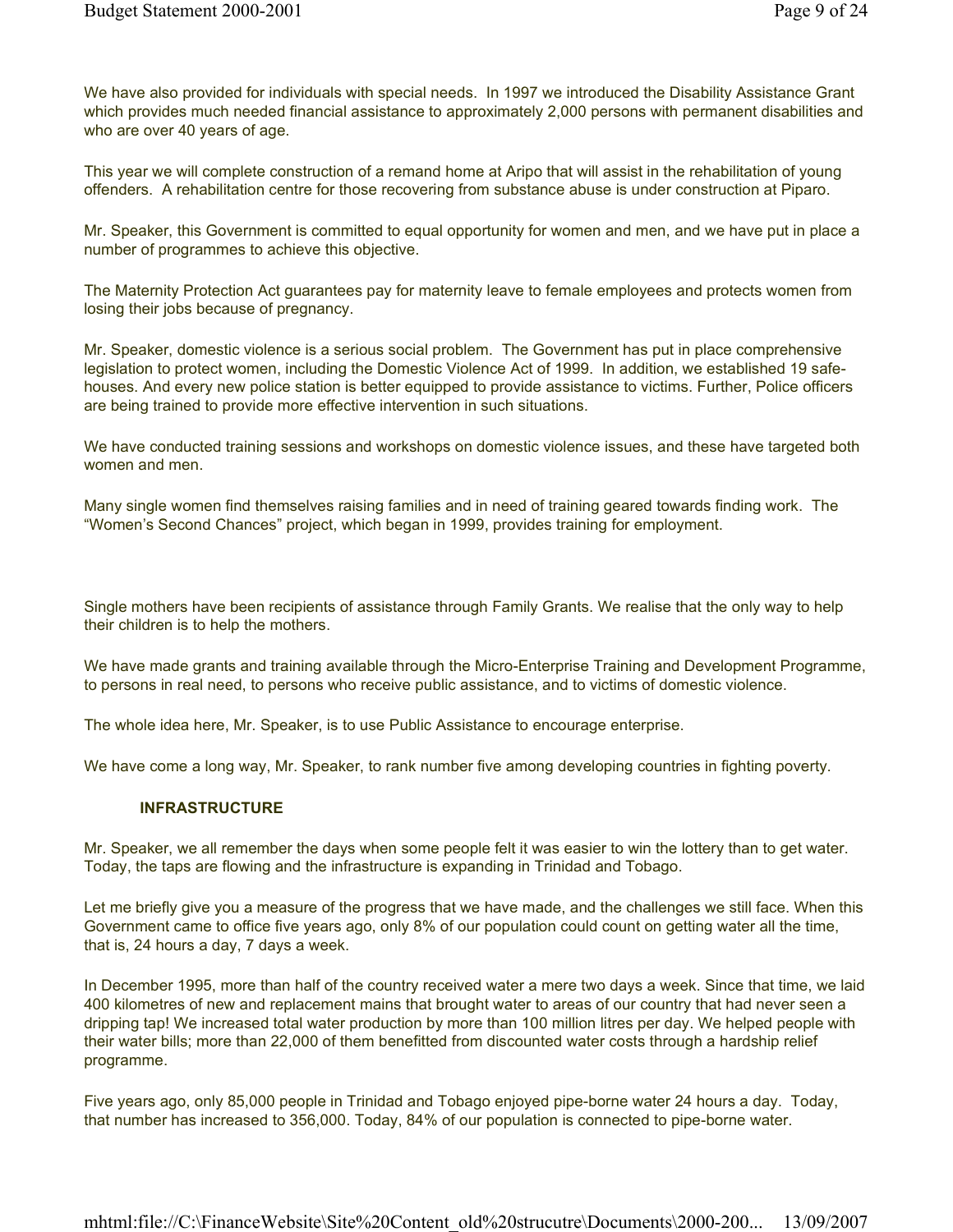We have also provided for individuals with special needs. In 1997 we introduced the Disability Assistance Grant which provides much needed financial assistance to approximately 2,000 persons with permanent disabilities and who are over 40 years of age.

This year we will complete construction of a remand home at Aripo that will assist in the rehabilitation of young offenders. A rehabilitation centre for those recovering from substance abuse is under construction at Piparo.

Mr. Speaker, this Government is committed to equal opportunity for women and men, and we have put in place a number of programmes to achieve this objective.

The Maternity Protection Act guarantees pay for maternity leave to female employees and protects women from losing their jobs because of pregnancy.

Mr. Speaker, domestic violence is a serious social problem. The Government has put in place comprehensive legislation to protect women, including the Domestic Violence Act of 1999. In addition, we established 19 safe-houses. And every new police station is better equipped to provide assistance to victims. Further, Police officers are being trained to provide more effective intervention in such situations.

We have conducted training sessions and workshops on domestic violence issues, and these have targeted both women and men.

Many single women find themselves raising families and in need of training geared towards finding work. The "Women's Second Chances" project, which began in 1999, provides training for employment.

Single mothers have been recipients of assistance through Family Grants. We realise that the only way to help their children is to help the mothers.

We have made grants and training available through the Micro-Enterprise Training and Development Programme, to persons in real need, to persons who receive public assistance, and to victims of domestic violence.

The whole idea here, Mr. Speaker, is to use Public Assistance to encourage enterprise.

We have come a long way, Mr. Speaker, to rank number five among developing countries in fighting poverty.

## INFRASTRUCTURE

Mr. Speaker, we all remember the days when some people felt it was easier to win the lottery than to get water. Today, the taps are flowing and the infrastructure is expanding in Trinidad and Tobago.

Let me briefly give you a measure of the progress that we have made, and the challenges we still face. When this Government came to office five years ago, only 8% of our population could count on getting water all the time, that is, 24 hours a day, 7 days a week.

In December 1995, more than half of the country received water a mere two days a week. Since that time, we laid 400 kilometres of new and replacement mains that brought water to areas of our country that had never seen a dripping tap! We increased total water production by more than 100 million litres per day. We helped people with their water bills; more than 22,000 of them benefitted from discounted water costs through a hardship relief programme.

Five years ago, only 85,000 people in Trinidad and Tobago enjoyed pipe-borne water 24 hours a day. Today, that number has increased to 356,000. Today, 84% of our population is connected to pipe-borne water.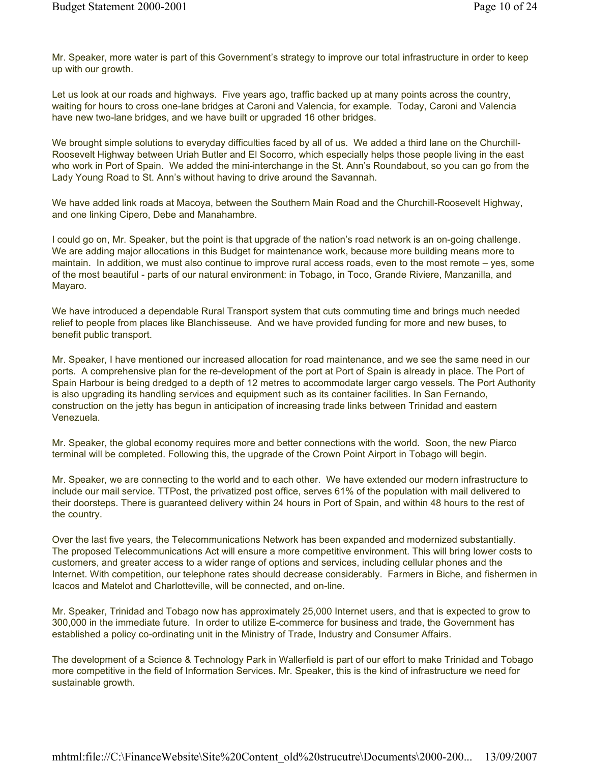Mr. Speaker, more water is part of this Government's strategy to improve our total infrastructure in order to keep up with our growth.

Let us look at our roads and highways. Five years ago, traffic backed up at many points across the country, waiting for hours to cross one-lane bridges at Caroni and Valencia, for example. Today, Caroni and Valencia have new two-lane bridges, and we have built or upgraded 16 other bridges.

We brought simple solutions to everyday difficulties faced by all of us. We added a third lane on the Churchill-Roosevelt Highway between Uriah Butler and El Socorro, which especially helps those people living in the east who work in Port of Spain. We added the mini-interchange in the St. Ann's Roundabout, so you can go from the Lady Young Road to St. Ann's without having to drive around the Savannah.

We have added link roads at Macoya, between the Southern Main Road and the Churchill-Roosevelt Highway, and one linking Cipero, Debe and Manahambre.

I could go on, Mr. Speaker, but the point is that upgrade of the nation's road network is an on-going challenge. We are adding major allocations in this Budget for maintenance work, because more building means more to maintain. In addition, we must also continue to improve rural access roads, even to the most remote – yes, some of the most beautiful - parts of our natural environment: in Tobago, in Toco, Grande Riviere, Manzanilla, and Mayaro.

We have introduced a dependable Rural Transport system that cuts commuting time and brings much needed relief to people from places like Blanchisseuse. And we have provided funding for more and new buses, to benefit public transport.

Mr. Speaker, I have mentioned our increased allocation for road maintenance, and we see the same need in our ports. A comprehensive plan for the re-development of the port at Port of Spain is already in place. The Port of Spain Harbour is being dredged to a depth of 12 metres to accommodate larger cargo vessels. The Port Authority is also upgrading its handling services and equipment such as its container facilities. In San Fernando, construction on the jetty has begun in anticipation of increasing trade links between Trinidad and eastern Venezuela.

Mr. Speaker, the global economy requires more and better connections with the world. Soon, the new Piarco terminal will be completed. Following this, the upgrade of the Crown Point Airport in Tobago will begin.

Mr. Speaker, we are connecting to the world and to each other. We have extended our modern infrastructure to include our mail service. TTPost, the privatized post office, serves 61% of the population with mail delivered to their doorsteps. There is guaranteed delivery within 24 hours in Port of Spain, and within 48 hours to the rest of the country.

Over the last five years, the Telecommunications Network has been expanded and modernized substantially. The proposed Telecommunications Act will ensure a more competitive environment. This will bring lower costs to customers, and greater access to a wider range of options and services, including cellular phones and the Internet. With competition, our telephone rates should decrease considerably. Farmers in Biche, and fishermen in Icacos and Matelot and Charlotteville, will be connected, and on-line.

Mr. Speaker, Trinidad and Tobago now has approximately 25,000 Internet users, and that is expected to grow to 300,000 in the immediate future. In order to utilize E-commerce for business and trade, the Government has established a policy co-ordinating unit in the Ministry of Trade, Industry and Consumer Affairs.

The development of a Science & Technology Park in Wallerfield is part of our effort to make Trinidad and Tobago more competitive in the field of Information Services. Mr. Speaker, this is the kind of infrastructure we need for sustainable growth.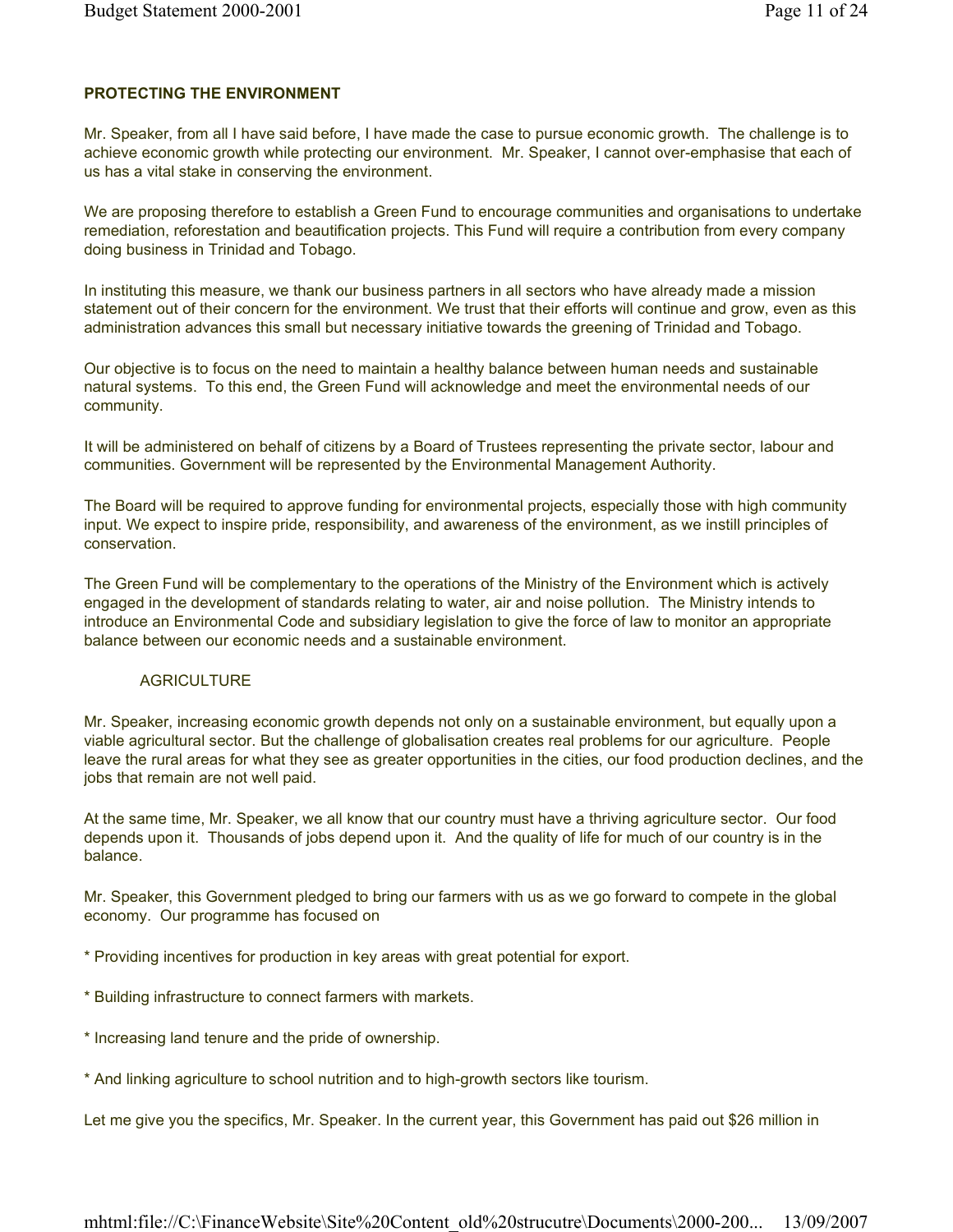**PROTECTING THE ENVIRONMENT**

Mr. Speaker, from all I have said before, I have made the case to pursue economic growth. The challenge is to achieve economic growth while protecting our environment. Mr. Speaker, I cannot over-emphasise that each of us has a vital stake in conserving the environment.

We are proposing therefore to establish a Green Fund to encourage communities and organisations to undertake remediation, reforestation and beautification projects. This Fund will require a contribution from every company doing business in Trinidad and Tobago.

In instituting this measure, we thank our business partners in all sectors who have already made a mission statement out of their concern for the environment. We trust that their efforts will continue and grow, even as this administration advances this small but necessary initiative towards the greening of Trinidad and Tobago.

Our objective is to focus on the need to maintain a healthy balance between human needs and sustainable natural systems. To this end, the Green Fund will acknowledge and meet the environmental needs of our community.

It will be administered on behalf of citizens by a Board of Trustees representing the private sector, labour and communities. Government will be represented by the Environmental Management Authority.

The Board will be required to approve funding for environmental projects, especially those with high community input. We expect to inspire pride, responsibility, and awareness of the environment, as we instill principles of conservation.

The Green Fund will be complementary to the operations of the Ministry of the Environment which is actively engaged in the development of standards relating to water, air and noise pollution. The Ministry intends to introduce an Environmental Code and subsidiary legislation to give the force of law to monitor an appropriate balance between our economic needs and a sustainable environment.

AGRICULTURE

Mr. Speaker, increasing economic growth depends not only on a sustainable environment, but equally upon a viable agricultural sector. But the challenge of globalisation creates real problems for our agriculture. People leave the rural areas for what they see as greater opportunities in the cities, our food production declines, and the jobs that remain are not well paid.

At the same time, Mr. Speaker, we all know that our country must have a thriving agriculture sector. Our food depends upon it. Thousands of jobs depend upon it. And the quality of life for much of our country is in the balance.

Mr. Speaker, this Government pledged to bring our farmers with us as we go forward to compete in the global economy. Our programme has focused on

* Providing incentives for production in key areas with great potential for export.

* Building infrastructure to connect farmers with markets.

* Increasing land tenure and the pride of ownership.

* And linking agriculture to school nutrition and to high-growth sectors like tourism.

Let me give you the specifics, Mr. Speaker. In the current year, this Government has paid out $26 million in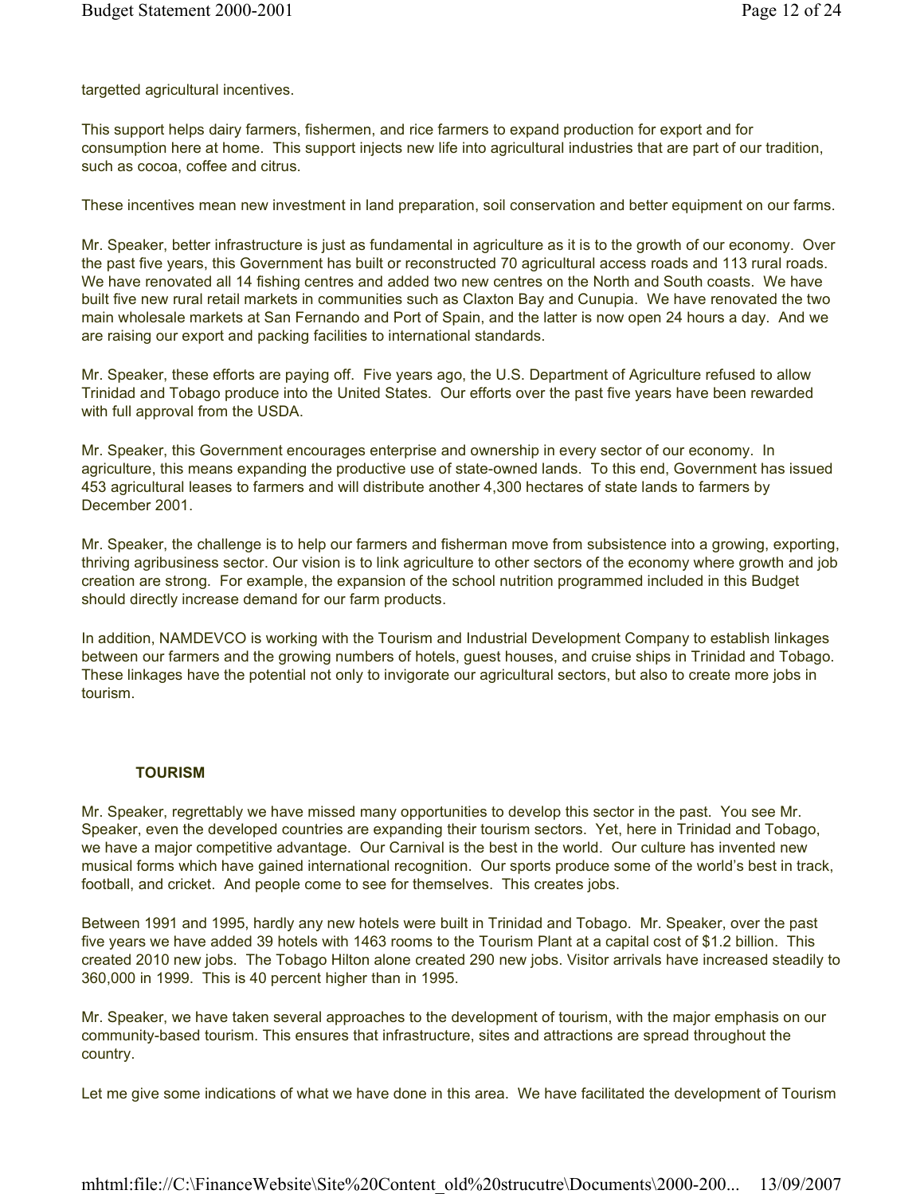targetted agricultural incentives.

This support helps dairy farmers, fishermen, and rice farmers to expand production for export and for consumption here at home. This support injects new life into agricultural industries that are part of our tradition, such as cocoa, coffee and citrus.

These incentives mean new investment in land preparation, soil conservation and better equipment on our farms.

Mr. Speaker, better infrastructure is just as fundamental in agriculture as it is to the growth of our economy. Over the past five years, this Government has built or reconstructed 70 agricultural access roads and 113 rural roads. We have renovated all 14 fishing centres and added two new centres on the North and South coasts. We have built five new rural retail markets in communities such as Claxton Bay and Cunupia. We have renovated the two main wholesale markets at San Fernando and Port of Spain, and the latter is now open 24 hours a day. And we are raising our export and packing facilities to international standards.

Mr. Speaker, these efforts are paying off. Five years ago, the U.S. Department of Agriculture refused to allow Trinidad and Tobago produce into the United States. Our efforts over the past five years have been rewarded with full approval from the USDA.

Mr. Speaker, this Government encourages enterprise and ownership in every sector of our economy. In agriculture, this means expanding the productive use of state-owned lands. To this end, Government has issued 453 agricultural leases to farmers and will distribute another 4,300 hectares of state lands to farmers by December 2001.

Mr. Speaker, the challenge is to help our farmers and fisherman move from subsistence into a growing, exporting, thriving agribusiness sector. Our vision is to link agriculture to other sectors of the economy where growth and job creation are strong. For example, the expansion of the school nutrition programmed included in this Budget should directly increase demand for our farm products.

In addition, NAMDEVCO is working with the Tourism and Industrial Development Company to establish linkages between our farmers and the growing numbers of hotels, guest houses, and cruise ships in Trinidad and Tobago. These linkages have the potential not only to invigorate our agricultural sectors, but also to create more jobs in tourism.

## TOURISM

Mr. Speaker, regrettably we have missed many opportunities to develop this sector in the past. You see Mr. Speaker, even the developed countries are expanding their tourism sectors. Yet, here in Trinidad and Tobago, we have a major competitive advantage. Our Carnival is the best in the world. Our culture has invented new musical forms which have gained international recognition. Our sports produce some of the world's best in track, football, and cricket. And people come to see for themselves. This creates jobs.

Between 1991 and 1995, hardly any new hotels were built in Trinidad and Tobago. Mr. Speaker, over the past five years we have added 39 hotels with 1463 rooms to the Tourism Plant at a capital cost of $1.2 billion. This created 2010 new jobs. The Tobago Hilton alone created 290 new jobs. Visitor arrivals have increased steadily to 360,000 in 1999. This is 40 percent higher than in 1995.

Mr. Speaker, we have taken several approaches to the development of tourism, with the major emphasis on our community-based tourism. This ensures that infrastructure, sites and attractions are spread throughout the country.

Let me give some indications of what we have done in this area. We have facilitated the development of Tourism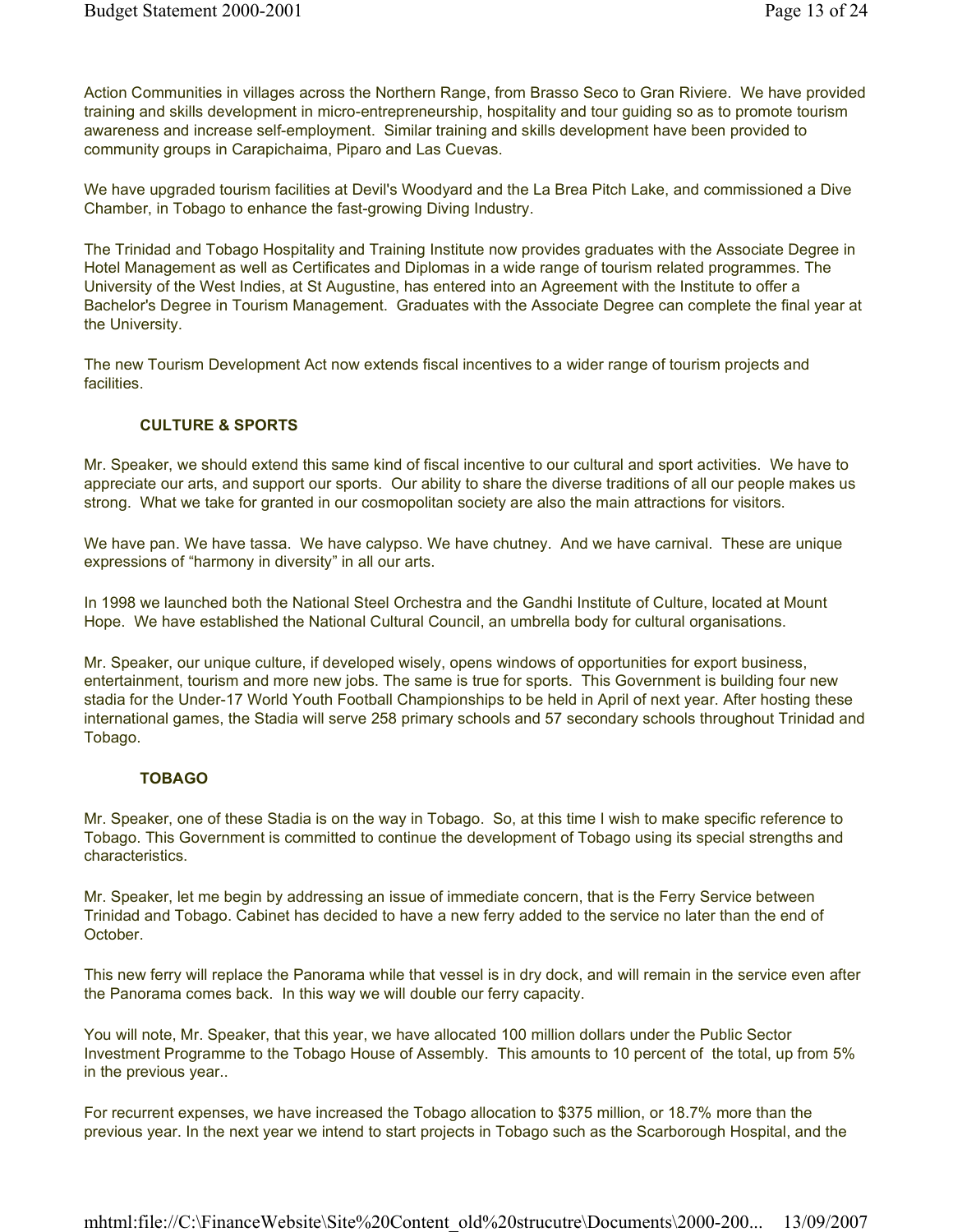Action Communities in villages across the Northern Range, from Brasso Seco to Gran Riviere. We have provided training and skills development in micro-entrepreneurship, hospitality and tour guiding so as to promote tourism awareness and increase self-employment. Similar training and skills development have been provided to community groups in Carapichaima, Piparo and Las Cuevas.

We have upgraded tourism facilities at Devil's Woodyard and the La Brea Pitch Lake, and commissioned a Dive Chamber, in Tobago to enhance the fast-growing Diving Industry.

The Trinidad and Tobago Hospitality and Training Institute now provides graduates with the Associate Degree in Hotel Management as well as Certificates and Diplomas in a wide range of tourism related programmes. The University of the West Indies, at St Augustine, has entered into an Agreement with the Institute to offer a Bachelor's Degree in Tourism Management. Graduates with the Associate Degree can complete the final year at the University.

The new Tourism Development Act now extends fiscal incentives to a wider range of tourism projects and facilities.

### CULTURE & SPORTS

Mr. Speaker, we should extend this same kind of fiscal incentive to our cultural and sport activities. We have to appreciate our arts, and support our sports. Our ability to share the diverse traditions of all our people makes us strong. What we take for granted in our cosmopolitan society are also the main attractions for visitors.

We have pan. We have tassa. We have calypso. We have chutney. And we have carnival. These are unique expressions of "harmony in diversity" in all our arts.

In 1998 we launched both the National Steel Orchestra and the Gandhi Institute of Culture, located at Mount Hope. We have established the National Cultural Council, an umbrella body for cultural organisations.

Mr. Speaker, our unique culture, if developed wisely, opens windows of opportunities for export business, entertainment, tourism and more new jobs. The same is true for sports. This Government is building four new stadia for the Under-17 World Youth Football Championships to be held in April of next year. After hosting these international games, the Stadia will serve 258 primary schools and 57 secondary schools throughout Trinidad and Tobago.

### TOBAGO

Mr. Speaker, one of these Stadia is on the way in Tobago. So, at this time I wish to make specific reference to Tobago. This Government is committed to continue the development of Tobago using its special strengths and characteristics.

Mr. Speaker, let me begin by addressing an issue of immediate concern, that is the Ferry Service between Trinidad and Tobago. Cabinet has decided to have a new ferry added to the service no later than the end of October.

This new ferry will replace the Panorama while that vessel is in dry dock, and will remain in the service even after the Panorama comes back. In this way we will double our ferry capacity.

You will note, Mr. Speaker, that this year, we have allocated 100 million dollars under the Public Sector Investment Programme to the Tobago House of Assembly. This amounts to 10 percent of the total, up from 5% in the previous year..

For recurrent expenses, we have increased the Tobago allocation to $375 million, or 18.7% more than the previous year. In the next year we intend to start projects in Tobago such as the Scarborough Hospital, and the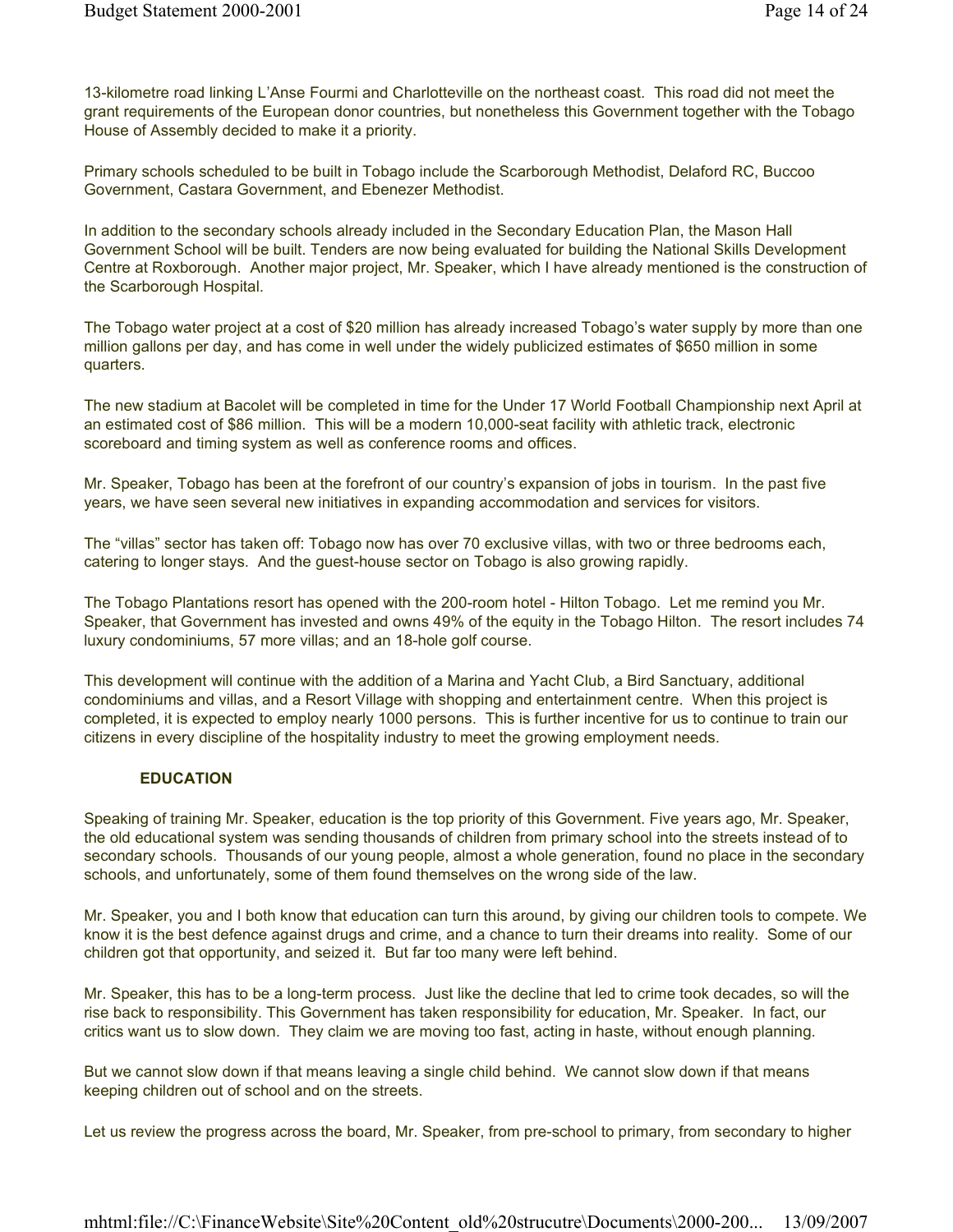13-kilometre road linking L'Anse Fourmi and Charlotteville on the northeast coast. This road did not meet the grant requirements of the European donor countries, but nonetheless this Government together with the Tobago House of Assembly decided to make it a priority.

Primary schools scheduled to be built in Tobago include the Scarborough Methodist, Delaford RC, Buccoo Government, Castara Government, and Ebenezer Methodist.

In addition to the secondary schools already included in the Secondary Education Plan, the Mason Hall Government School will be built. Tenders are now being evaluated for building the National Skills Development Centre at Roxborough. Another major project, Mr. Speaker, which I have already mentioned is the construction of the Scarborough Hospital.

The Tobago water project at a cost of $20 million has already increased Tobago's water supply by more than one million gallons per day, and has come in well under the widely publicized estimates of $650 million in some quarters.

The new stadium at Bacolet will be completed in time for the Under 17 World Football Championship next April at an estimated cost of $86 million. This will be a modern 10,000-seat facility with athletic track, electronic scoreboard and timing system as well as conference rooms and offices.

Mr. Speaker, Tobago has been at the forefront of our country's expansion of jobs in tourism. In the past five years, we have seen several new initiatives in expanding accommodation and services for visitors.

The "villas" sector has taken off: Tobago now has over 70 exclusive villas, with two or three bedrooms each, catering to longer stays. And the guest-house sector on Tobago is also growing rapidly.

The Tobago Plantations resort has opened with the 200-room hotel - Hilton Tobago. Let me remind you Mr. Speaker, that Government has invested and owns 49% of the equity in the Tobago Hilton. The resort includes 74 luxury condominiums, 57 more villas; and an 18-hole golf course.

This development will continue with the addition of a Marina and Yacht Club, a Bird Sanctuary, additional condominiums and villas, and a Resort Village with shopping and entertainment centre. When this project is completed, it is expected to employ nearly 1000 persons. This is further incentive for us to continue to train our citizens in every discipline of the hospitality industry to meet the growing employment needs.

## EDUCATION

Speaking of training Mr. Speaker, education is the top priority of this Government. Five years ago, Mr. Speaker, the old educational system was sending thousands of children from primary school into the streets instead of to secondary schools. Thousands of our young people, almost a whole generation, found no place in the secondary schools, and unfortunately, some of them found themselves on the wrong side of the law.

Mr. Speaker, you and I both know that education can turn this around, by giving our children tools to compete. We know it is the best defence against drugs and crime, and a chance to turn their dreams into reality. Some of our children got that opportunity, and seized it. But far too many were left behind.

Mr. Speaker, this has to be a long-term process. Just like the decline that led to crime took decades, so will the rise back to responsibility. This Government has taken responsibility for education, Mr. Speaker. In fact, our critics want us to slow down. They claim we are moving too fast, acting in haste, without enough planning.

But we cannot slow down if that means leaving a single child behind. We cannot slow down if that means keeping children out of school and on the streets.

Let us review the progress across the board, Mr. Speaker, from pre-school to primary, from secondary to higher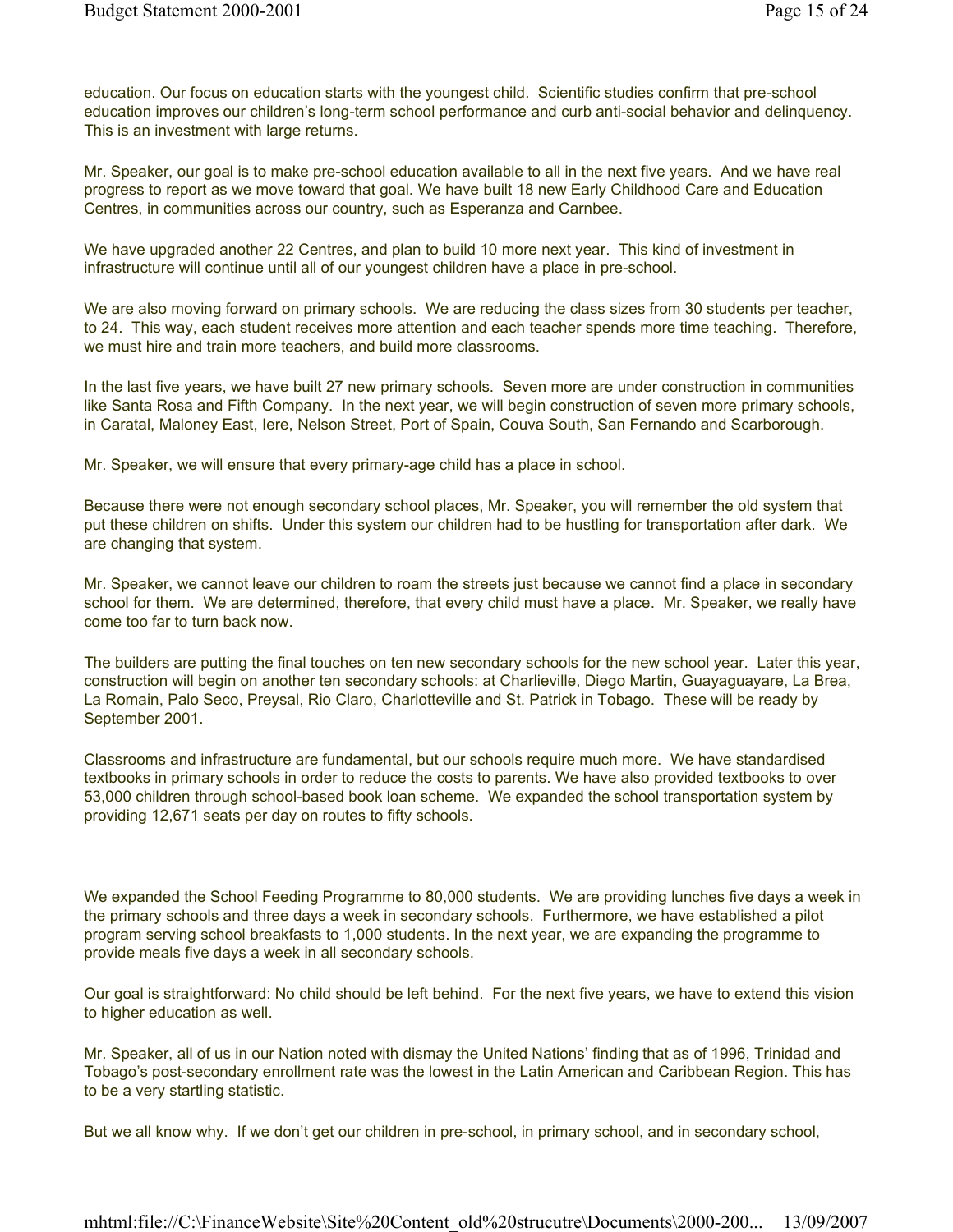education. Our focus on education starts with the youngest child. Scientific studies confirm that pre-school education improves our children's long-term school performance and curb anti-social behavior and delinquency. This is an investment with large returns.

Mr. Speaker, our goal is to make pre-school education available to all in the next five years. And we have real progress to report as we move toward that goal. We have built 18 new Early Childhood Care and Education Centres, in communities across our country, such as Esperanza and Carnbee.

We have upgraded another 22 Centres, and plan to build 10 more next year. This kind of investment in infrastructure will continue until all of our youngest children have a place in pre-school.

We are also moving forward on primary schools. We are reducing the class sizes from 30 students per teacher, to 24. This way, each student receives more attention and each teacher spends more time teaching. Therefore, we must hire and train more teachers, and build more classrooms.

In the last five years, we have built 27 new primary schools. Seven more are under construction in communities like Santa Rosa and Fifth Company. In the next year, we will begin construction of seven more primary schools, in Caratal, Maloney East, Iere, Nelson Street, Port of Spain, Couva South, San Fernando and Scarborough.

Mr. Speaker, we will ensure that every primary-age child has a place in school.

Because there were not enough secondary school places, Mr. Speaker, you will remember the old system that put these children on shifts. Under this system our children had to be hustling for transportation after dark. We are changing that system.

Mr. Speaker, we cannot leave our children to roam the streets just because we cannot find a place in secondary school for them. We are determined, therefore, that every child must have a place. Mr. Speaker, we really have come too far to turn back now.

The builders are putting the final touches on ten new secondary schools for the new school year. Later this year, construction will begin on another ten secondary schools: at Charlieville, Diego Martin, Guayaguayare, La Brea, La Romain, Palo Seco, Preysal, Rio Claro, Charlotteville and St. Patrick in Tobago. These will be ready by September 2001.

Classrooms and infrastructure are fundamental, but our schools require much more. We have standardised textbooks in primary schools in order to reduce the costs to parents. We have also provided textbooks to over 53,000 children through school-based book loan scheme. We expanded the school transportation system by providing 12,671 seats per day on routes to fifty schools.

We expanded the School Feeding Programme to 80,000 students. We are providing lunches five days a week in the primary schools and three days a week in secondary schools. Furthermore, we have established a pilot program serving school breakfasts to 1,000 students. In the next year, we are expanding the programme to provide meals five days a week in all secondary schools.

Our goal is straightforward: No child should be left behind. For the next five years, we have to extend this vision to higher education as well.

Mr. Speaker, all of us in our Nation noted with dismay the United Nations' finding that as of 1996, Trinidad and Tobago's post-secondary enrollment rate was the lowest in the Latin American and Caribbean Region. This has to be a very startling statistic.

But we all know why. If we don't get our children in pre-school, in primary school, and in secondary school,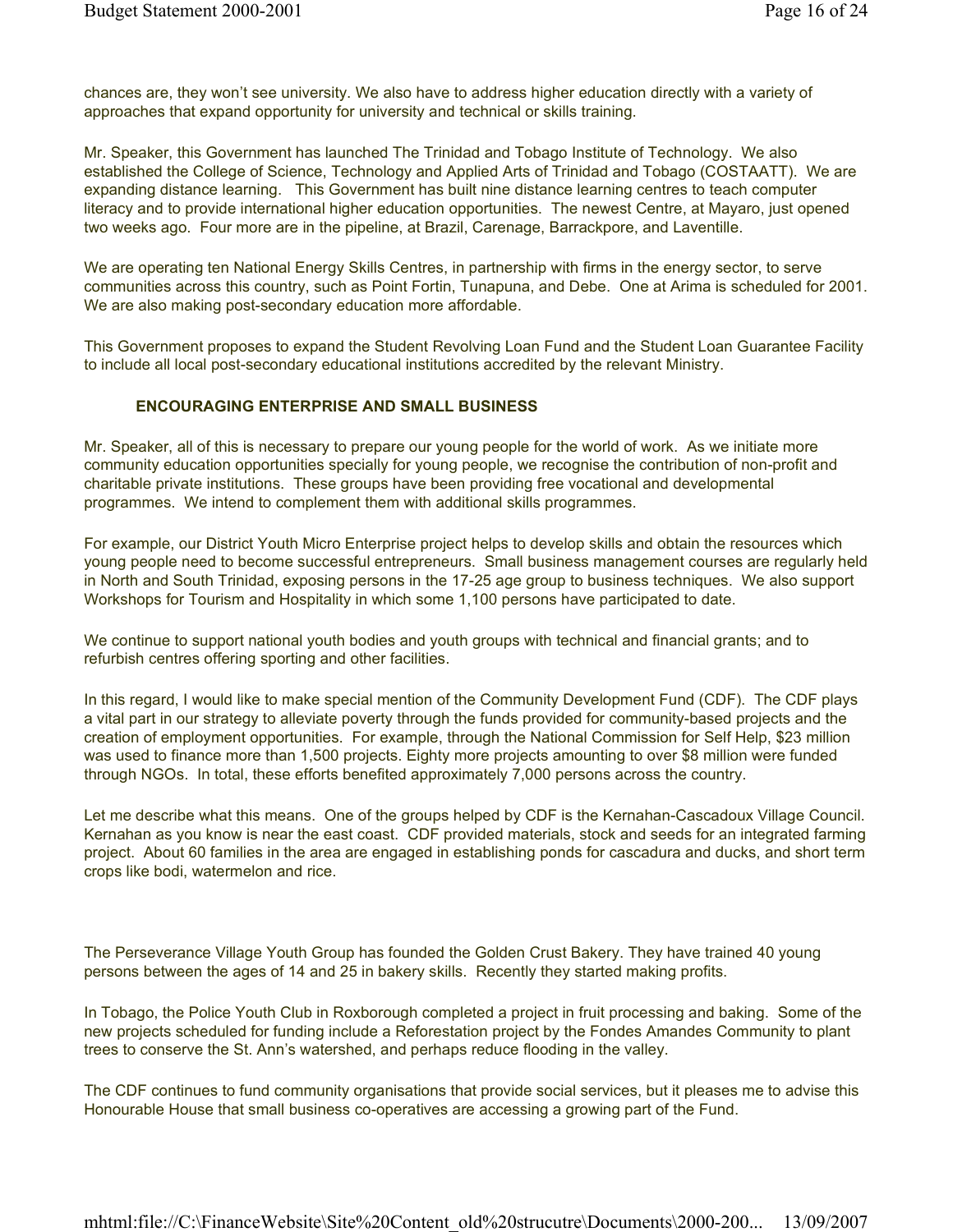chances are, they won't see university. We also have to address higher education directly with a variety of approaches that expand opportunity for university and technical or skills training.

Mr. Speaker, this Government has launched The Trinidad and Tobago Institute of Technology. We also established the College of Science, Technology and Applied Arts of Trinidad and Tobago (COSTAATT). We are expanding distance learning. This Government has built nine distance learning centres to teach computer literacy and to provide international higher education opportunities. The newest Centre, at Mayaro, just opened two weeks ago. Four more are in the pipeline, at Brazil, Carenage, Barrackpore, and Laventille.

We are operating ten National Energy Skills Centres, in partnership with firms in the energy sector, to serve communities across this country, such as Point Fortin, Tunapuna, and Debe. One at Arima is scheduled for 2001. We are also making post-secondary education more affordable.

This Government proposes to expand the Student Revolving Loan Fund and the Student Loan Guarantee Facility to include all local post-secondary educational institutions accredited by the relevant Ministry.

## ENCOURAGING ENTERPRISE AND SMALL BUSINESS

Mr. Speaker, all of this is necessary to prepare our young people for the world of work. As we initiate more community education opportunities specially for young people, we recognise the contribution of non-profit and charitable private institutions. These groups have been providing free vocational and developmental programmes. We intend to complement them with additional skills programmes.

For example, our District Youth Micro Enterprise project helps to develop skills and obtain the resources which young people need to become successful entrepreneurs. Small business management courses are regularly held in North and South Trinidad, exposing persons in the 17-25 age group to business techniques. We also support Workshops for Tourism and Hospitality in which some 1,100 persons have participated to date.

We continue to support national youth bodies and youth groups with technical and financial grants; and to refurbish centres offering sporting and other facilities.

In this regard, I would like to make special mention of the Community Development Fund (CDF). The CDF plays a vital part in our strategy to alleviate poverty through the funds provided for community-based projects and the creation of employment opportunities. For example, through the National Commission for Self Help, $23 million was used to finance more than 1,500 projects. Eighty more projects amounting to over $8 million were funded through NGOs. In total, these efforts benefited approximately 7,000 persons across the country.

Let me describe what this means. One of the groups helped by CDF is the Kernahan-Cascadoux Village Council. Kernahan as you know is near the east coast. CDF provided materials, stock and seeds for an integrated farming project. About 60 families in the area are engaged in establishing ponds for cascadura and ducks, and short term crops like bodi, watermelon and rice.

The Perseverance Village Youth Group has founded the Golden Crust Bakery. They have trained 40 young persons between the ages of 14 and 25 in bakery skills. Recently they started making profits.

In Tobago, the Police Youth Club in Roxborough completed a project in fruit processing and baking. Some of the new projects scheduled for funding include a Reforestation project by the Fondes Amandes Community to plant trees to conserve the St. Ann's watershed, and perhaps reduce flooding in the valley.

The CDF continues to fund community organisations that provide social services, but it pleases me to advise this Honourable House that small business co-operatives are accessing a growing part of the Fund.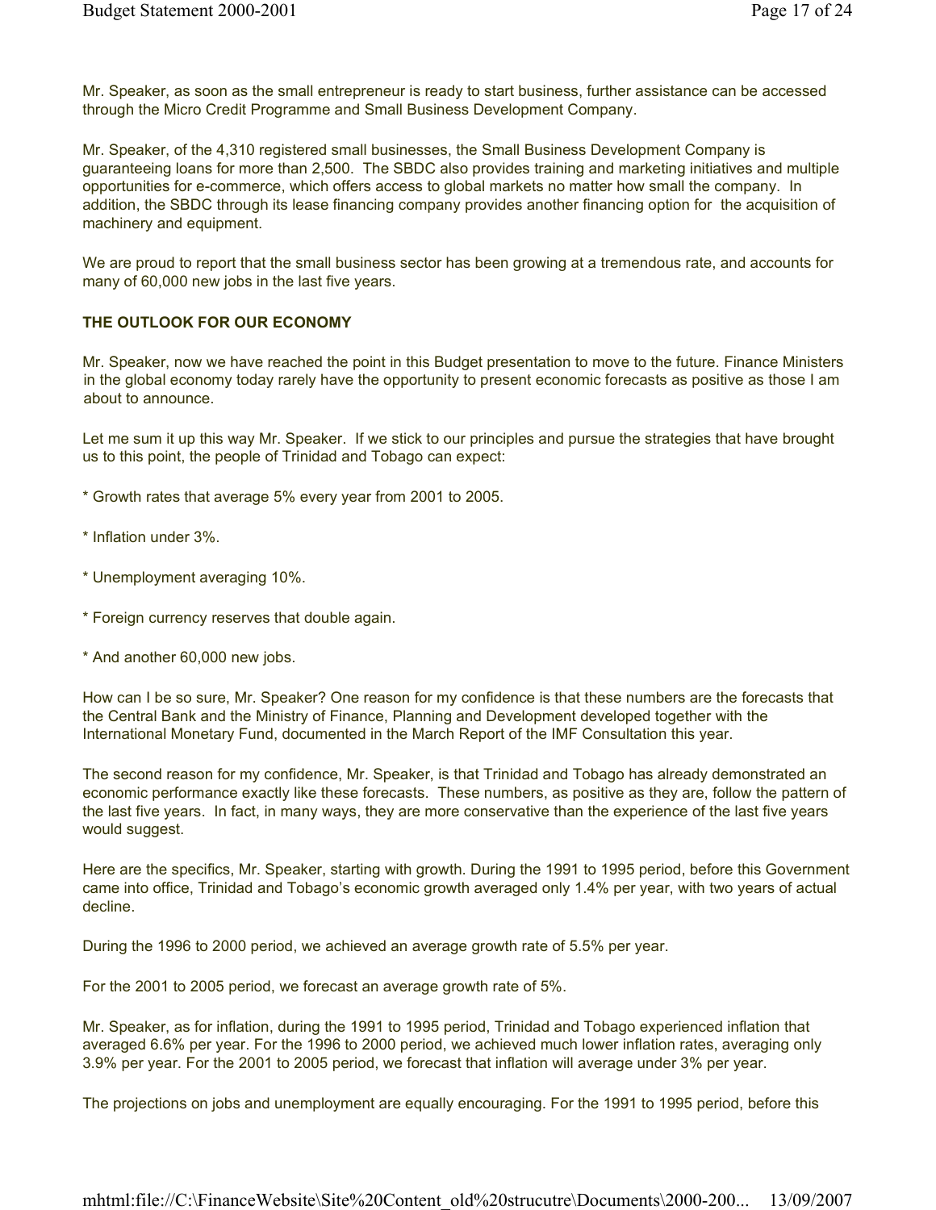Mr. Speaker, as soon as the small entrepreneur is ready to start business, further assistance can be accessed through the Micro Credit Programme and Small Business Development Company.

Mr. Speaker, of the 4,310 registered small businesses, the Small Business Development Company is guaranteeing loans for more than 2,500. The SBDC also provides training and marketing initiatives and multiple opportunities for e-commerce, which offers access to global markets no matter how small the company. In addition, the SBDC through its lease financing company provides another financing option for the acquisition of machinery and equipment.

We are proud to report that the small business sector has been growing at a tremendous rate, and accounts for many of 60,000 new jobs in the last five years.

**THE OUTLOOK FOR OUR ECONOMY**

Mr. Speaker, now we have reached the point in this Budget presentation to move to the future. Finance Ministers in the global economy today rarely have the opportunity to present economic forecasts as positive as those I am about to announce.

Let me sum it up this way Mr. Speaker. If we stick to our principles and pursue the strategies that have brought us to this point, the people of Trinidad and Tobago can expect:

* Growth rates that average 5% every year from 2001 to 2005.

* Inflation under 3%.

* Unemployment averaging 10%.

* Foreign currency reserves that double again.

* And another 60,000 new jobs.

How can I be so sure, Mr. Speaker? One reason for my confidence is that these numbers are the forecasts that the Central Bank and the Ministry of Finance, Planning and Development developed together with the International Monetary Fund, documented in the March Report of the IMF Consultation this year.

The second reason for my confidence, Mr. Speaker, is that Trinidad and Tobago has already demonstrated an economic performance exactly like these forecasts. These numbers, as positive as they are, follow the pattern of the last five years. In fact, in many ways, they are more conservative than the experience of the last five years would suggest.

Here are the specifics, Mr. Speaker, starting with growth. During the 1991 to 1995 period, before this Government came into office, Trinidad and Tobago's economic growth averaged only 1.4% per year, with two years of actual decline.

During the 1996 to 2000 period, we achieved an average growth rate of 5.5% per year.

For the 2001 to 2005 period, we forecast an average growth rate of 5%.

Mr. Speaker, as for inflation, during the 1991 to 1995 period, Trinidad and Tobago experienced inflation that averaged 6.6% per year. For the 1996 to 2000 period, we achieved much lower inflation rates, averaging only 3.9% per year. For the 2001 to 2005 period, we forecast that inflation will average under 3% per year.

The projections on jobs and unemployment are equally encouraging. For the 1991 to 1995 period, before this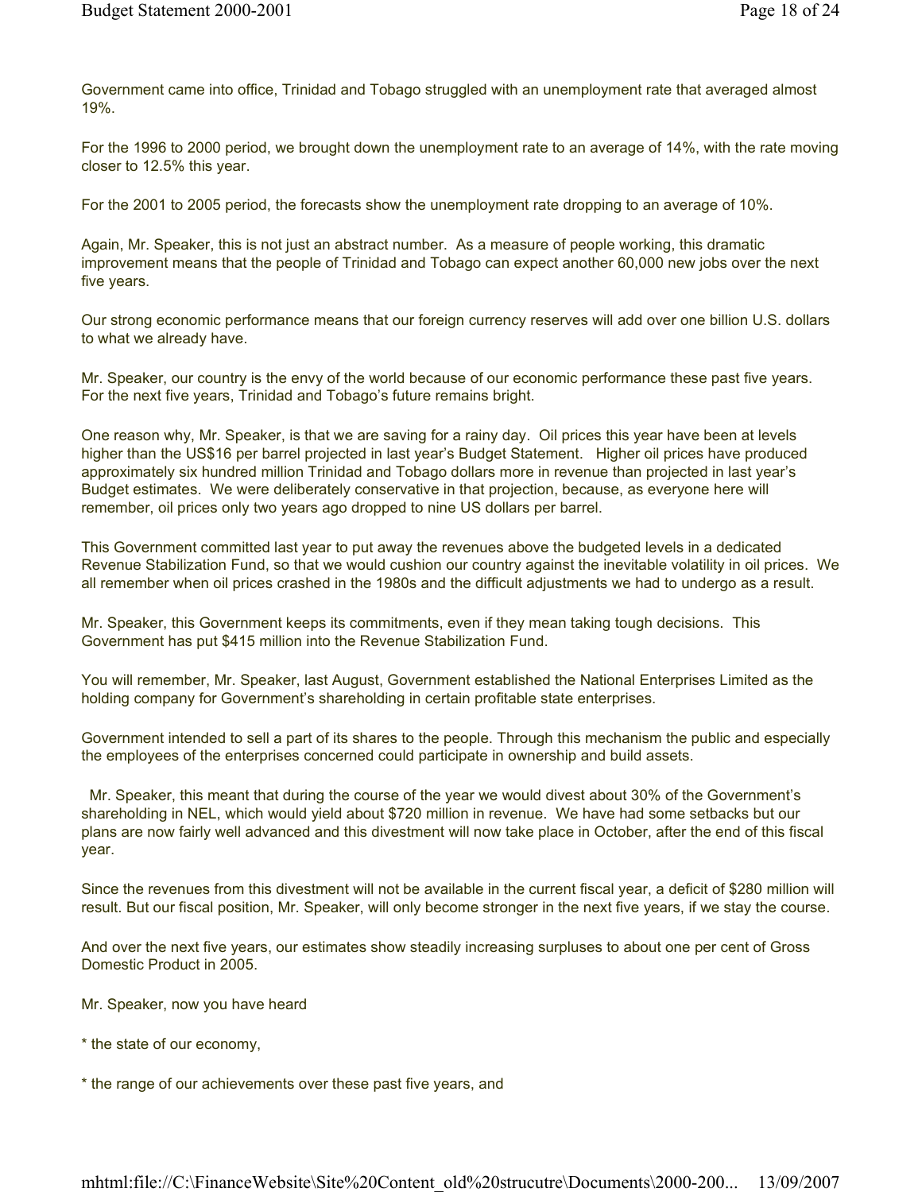Government came into office, Trinidad and Tobago struggled with an unemployment rate that averaged almost 19%.

For the 1996 to 2000 period, we brought down the unemployment rate to an average of 14%, with the rate moving closer to 12.5% this year.

For the 2001 to 2005 period, the forecasts show the unemployment rate dropping to an average of 10%.

Again, Mr. Speaker, this is not just an abstract number. As a measure of people working, this dramatic improvement means that the people of Trinidad and Tobago can expect another 60,000 new jobs over the next five years.

Our strong economic performance means that our foreign currency reserves will add over one billion U.S. dollars to what we already have.

Mr. Speaker, our country is the envy of the world because of our economic performance these past five years. For the next five years, Trinidad and Tobago's future remains bright.

One reason why, Mr. Speaker, is that we are saving for a rainy day. Oil prices this year have been at levels higher than the US$16 per barrel projected in last year's Budget Statement. Higher oil prices have produced approximately six hundred million Trinidad and Tobago dollars more in revenue than projected in last year's Budget estimates. We were deliberately conservative in that projection, because, as everyone here will remember, oil prices only two years ago dropped to nine US dollars per barrel.

This Government committed last year to put away the revenues above the budgeted levels in a dedicated Revenue Stabilization Fund, so that we would cushion our country against the inevitable volatility in oil prices. We all remember when oil prices crashed in the 1980s and the difficult adjustments we had to undergo as a result.

Mr. Speaker, this Government keeps its commitments, even if they mean taking tough decisions. This Government has put $415 million into the Revenue Stabilization Fund.

You will remember, Mr. Speaker, last August, Government established the National Enterprises Limited as the holding company for Government's shareholding in certain profitable state enterprises.

Government intended to sell a part of its shares to the people. Through this mechanism the public and especially the employees of the enterprises concerned could participate in ownership and build assets.

Mr. Speaker, this meant that during the course of the year we would divest about 30% of the Government's shareholding in NEL, which would yield about $720 million in revenue. We have had some setbacks but our plans are now fairly well advanced and this divestment will now take place in October, after the end of this fiscal year.

Since the revenues from this divestment will not be available in the current fiscal year, a deficit of $280 million will result. But our fiscal position, Mr. Speaker, will only become stronger in the next five years, if we stay the course.

And over the next five years, our estimates show steadily increasing surpluses to about one per cent of Gross Domestic Product in 2005.

Mr. Speaker, now you have heard

* the state of our economy,

* the range of our achievements over these past five years, and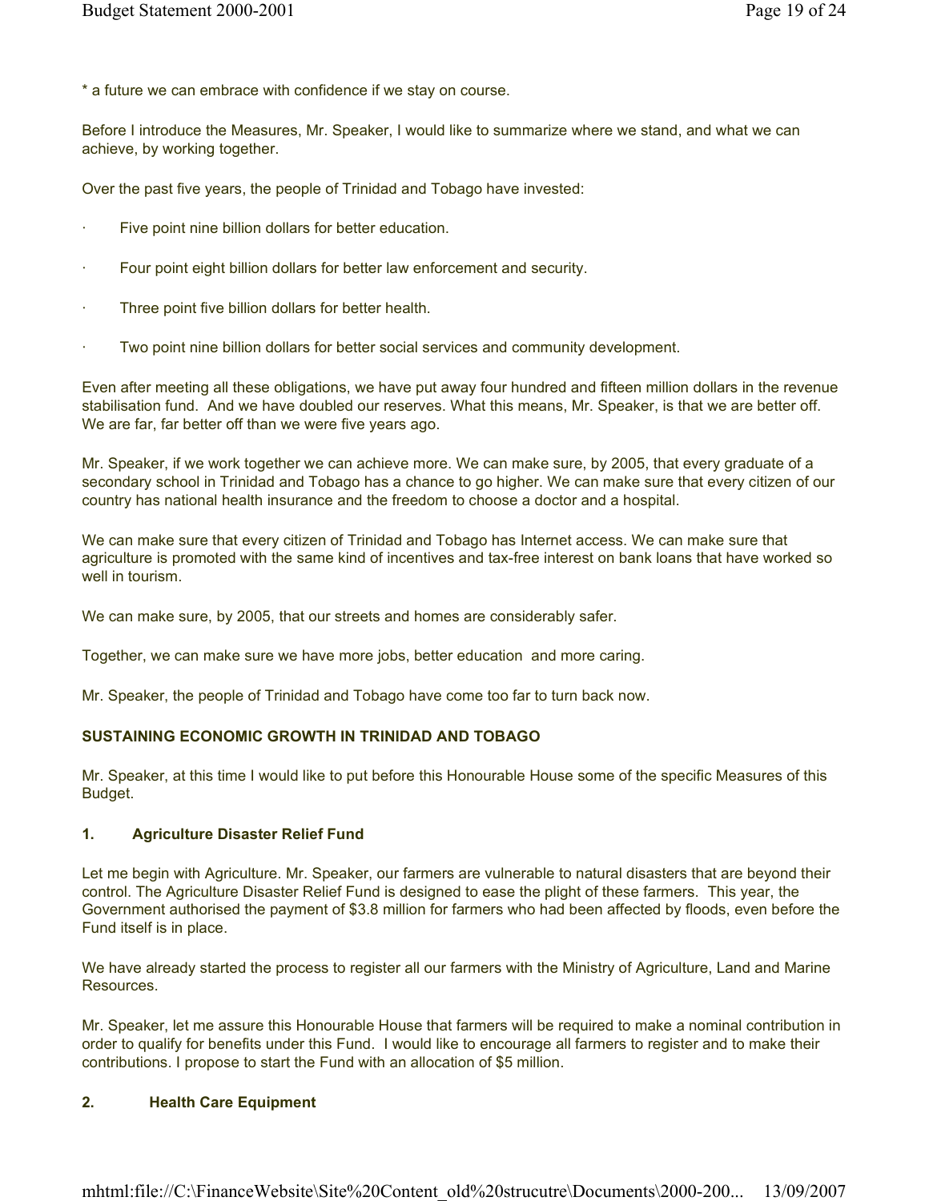* a future we can embrace with confidence if we stay on course.

Before I introduce the Measures, Mr. Speaker, I would like to summarize where we stand, and what we can achieve, by working together.

Over the past five years, the people of Trinidad and Tobago have invested:

- Five point nine billion dollars for better education.
- Four point eight billion dollars for better law enforcement and security.
- Three point five billion dollars for better health.
- Two point nine billion dollars for better social services and community development.

Even after meeting all these obligations, we have put away four hundred and fifteen million dollars in the revenue stabilisation fund. And we have doubled our reserves. What this means, Mr. Speaker, is that we are better off. We are far, far better off than we were five years ago.

Mr. Speaker, if we work together we can achieve more. We can make sure, by 2005, that every graduate of a secondary school in Trinidad and Tobago has a chance to go higher. We can make sure that every citizen of our country has national health insurance and the freedom to choose a doctor and a hospital.

We can make sure that every citizen of Trinidad and Tobago has Internet access. We can make sure that agriculture is promoted with the same kind of incentives and tax-free interest on bank loans that have worked so well in tourism.

We can make sure, by 2005, that our streets and homes are considerably safer.

Together, we can make sure we have more jobs, better education and more caring.

Mr. Speaker, the people of Trinidad and Tobago have come too far to turn back now.

**SUSTAINING ECONOMIC GROWTH IN TRINIDAD AND TOBAGO**

Mr. Speaker, at this time I would like to put before this Honourable House some of the specific Measures of this Budget.

**1. Agriculture Disaster Relief Fund**

Let me begin with Agriculture. Mr. Speaker, our farmers are vulnerable to natural disasters that are beyond their control. The Agriculture Disaster Relief Fund is designed to ease the plight of these farmers. This year, the Government authorised the payment of $3.8 million for farmers who had been affected by floods, even before the Fund itself is in place.

We have already started the process to register all our farmers with the Ministry of Agriculture, Land and Marine Resources.

Mr. Speaker, let me assure this Honourable House that farmers will be required to make a nominal contribution in order to qualify for benefits under this Fund. I would like to encourage all farmers to register and to make their contributions. I propose to start the Fund with an allocation of $5 million.

**2. Health Care Equipment**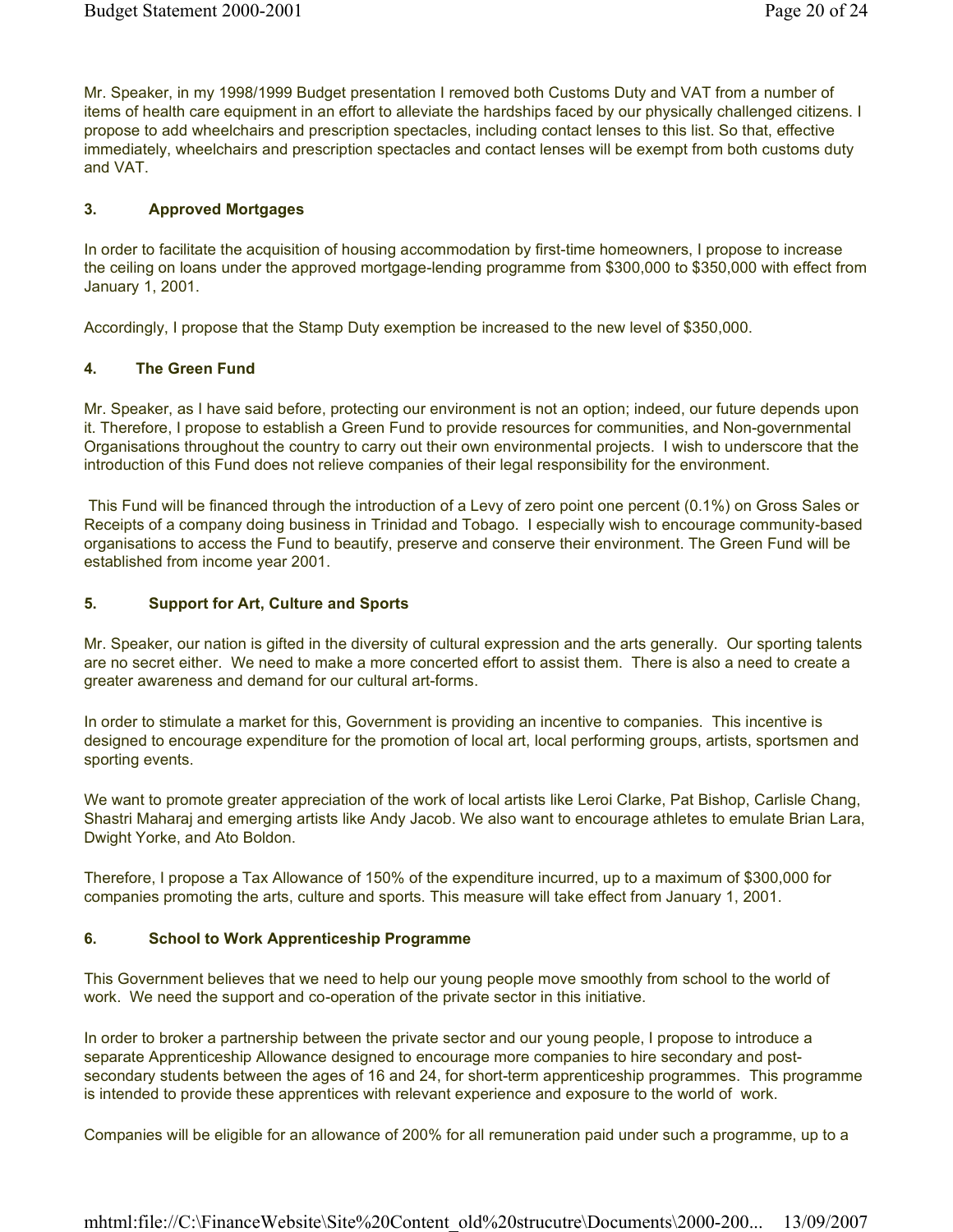Mr. Speaker, in my 1998/1999 Budget presentation I removed both Customs Duty and VAT from a number of items of health care equipment in an effort to alleviate the hardships faced by our physically challenged citizens. I propose to add wheelchairs and prescription spectacles, including contact lenses to this list. So that, effective immediately, wheelchairs and prescription spectacles and contact lenses will be exempt from both customs duty and VAT.

### 3. Approved Mortgages

In order to facilitate the acquisition of housing accommodation by first-time homeowners, I propose to increase the ceiling on loans under the approved mortgage-lending programme from $300,000 to $350,000 with effect from January 1, 2001.

Accordingly, I propose that the Stamp Duty exemption be increased to the new level of $350,000.

### 4. The Green Fund

Mr. Speaker, as I have said before, protecting our environment is not an option; indeed, our future depends upon it. Therefore, I propose to establish a Green Fund to provide resources for communities, and Non-governmental Organisations throughout the country to carry out their own environmental projects. I wish to underscore that the introduction of this Fund does not relieve companies of their legal responsibility for the environment.

This Fund will be financed through the introduction of a Levy of zero point one percent (0.1%) on Gross Sales or Receipts of a company doing business in Trinidad and Tobago. I especially wish to encourage community-based organisations to access the Fund to beautify, preserve and conserve their environment. The Green Fund will be established from income year 2001.

### 5. Support for Art, Culture and Sports

Mr. Speaker, our nation is gifted in the diversity of cultural expression and the arts generally. Our sporting talents are no secret either. We need to make a more concerted effort to assist them. There is also a need to create a greater awareness and demand for our cultural art-forms.

In order to stimulate a market for this, Government is providing an incentive to companies. This incentive is designed to encourage expenditure for the promotion of local art, local performing groups, artists, sportsmen and sporting events.

We want to promote greater appreciation of the work of local artists like Leroi Clarke, Pat Bishop, Carlisle Chang, Shastri Maharaj and emerging artists like Andy Jacob. We also want to encourage athletes to emulate Brian Lara, Dwight Yorke, and Ato Boldon.

Therefore, I propose a Tax Allowance of 150% of the expenditure incurred, up to a maximum of $300,000 for companies promoting the arts, culture and sports. This measure will take effect from January 1, 2001.

### 6. School to Work Apprenticeship Programme

This Government believes that we need to help our young people move smoothly from school to the world of work. We need the support and co-operation of the private sector in this initiative.

In order to broker a partnership between the private sector and our young people, I propose to introduce a separate Apprenticeship Allowance designed to encourage more companies to hire secondary and post-secondary students between the ages of 16 and 24, for short-term apprenticeship programmes. This programme is intended to provide these apprentices with relevant experience and exposure to the world of work.

Companies will be eligible for an allowance of 200% for all remuneration paid under such a programme, up to a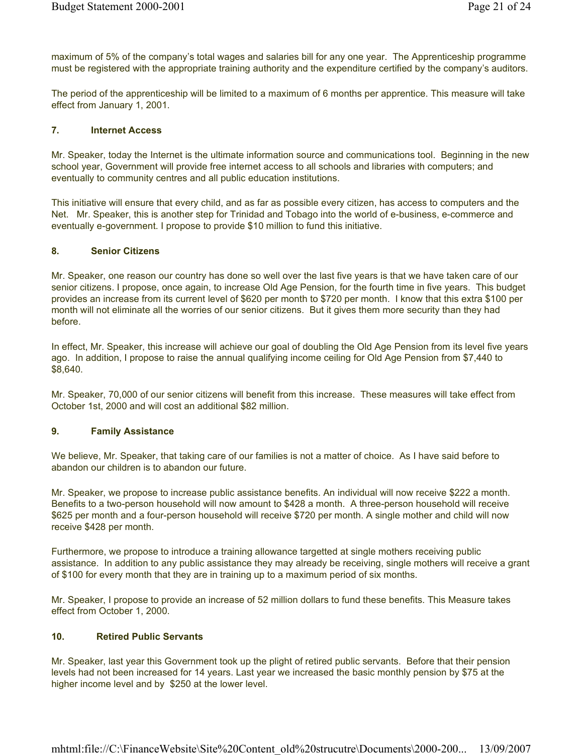maximum of 5% of the company's total wages and salaries bill for any one year. The Apprenticeship programme must be registered with the appropriate training authority and the expenditure certified by the company's auditors.

The period of the apprenticeship will be limited to a maximum of 6 months per apprentice. This measure will take effect from January 1, 2001.

### 7. Internet Access

Mr. Speaker, today the Internet is the ultimate information source and communications tool. Beginning in the new school year, Government will provide free internet access to all schools and libraries with computers; and eventually to community centres and all public education institutions.

This initiative will ensure that every child, and as far as possible every citizen, has access to computers and the Net. Mr. Speaker, this is another step for Trinidad and Tobago into the world of e-business, e-commerce and eventually e-government. I propose to provide $10 million to fund this initiative.

### 8. Senior Citizens

Mr. Speaker, one reason our country has done so well over the last five years is that we have taken care of our senior citizens. I propose, once again, to increase Old Age Pension, for the fourth time in five years. This budget provides an increase from its current level of $620 per month to $720 per month. I know that this extra $100 per month will not eliminate all the worries of our senior citizens. But it gives them more security than they had before.

In effect, Mr. Speaker, this increase will achieve our goal of doubling the Old Age Pension from its level five years ago. In addition, I propose to raise the annual qualifying income ceiling for Old Age Pension from $7,440 to $8,640.

Mr. Speaker, 70,000 of our senior citizens will benefit from this increase. These measures will take effect from October 1st, 2000 and will cost an additional $82 million.

### 9. Family Assistance

We believe, Mr. Speaker, that taking care of our families is not a matter of choice. As I have said before to abandon our children is to abandon our future.

Mr. Speaker, we propose to increase public assistance benefits. An individual will now receive $222 a month. Benefits to a two-person household will now amount to $428 a month. A three-person household will receive $625 per month and a four-person household will receive $720 per month. A single mother and child will now receive $428 per month.

Furthermore, we propose to introduce a training allowance targetted at single mothers receiving public assistance. In addition to any public assistance they may already be receiving, single mothers will receive a grant of $100 for every month that they are in training up to a maximum period of six months.

Mr. Speaker, I propose to provide an increase of 52 million dollars to fund these benefits. This Measure takes effect from October 1, 2000.

### 10. Retired Public Servants

Mr. Speaker, last year this Government took up the plight of retired public servants. Before that their pension levels had not been increased for 14 years. Last year we increased the basic monthly pension by $75 at the higher income level and by $250 at the lower level.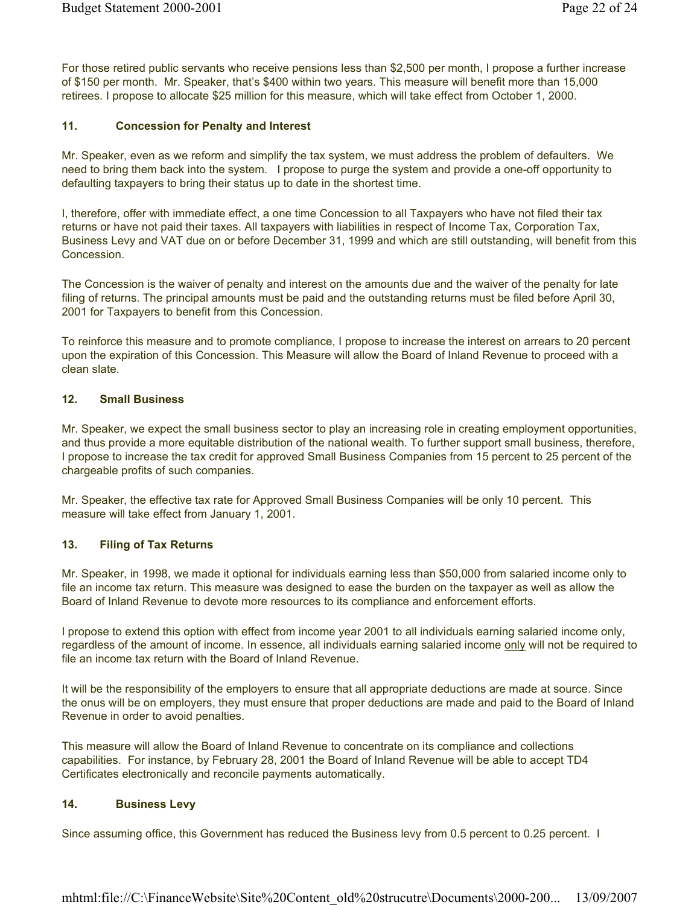For those retired public servants who receive pensions less than $2,500 per month, I propose a further increase of $150 per month. Mr. Speaker, that's $400 within two years. This measure will benefit more than 15,000 retirees. I propose to allocate $25 million for this measure, which will take effect from October 1, 2000.

### 11. Concession for Penalty and Interest

Mr. Speaker, even as we reform and simplify the tax system, we must address the problem of defaulters. We need to bring them back into the system. I propose to purge the system and provide a one-off opportunity to defaulting taxpayers to bring their status up to date in the shortest time.

I, therefore, offer with immediate effect, a one time Concession to all Taxpayers who have not filed their tax returns or have not paid their taxes. All taxpayers with liabilities in respect of Income Tax, Corporation Tax, Business Levy and VAT due on or before December 31, 1999 and which are still outstanding, will benefit from this Concession.

The Concession is the waiver of penalty and interest on the amounts due and the waiver of the penalty for late filing of returns. The principal amounts must be paid and the outstanding returns must be filed before April 30, 2001 for Taxpayers to benefit from this Concession.

To reinforce this measure and to promote compliance, I propose to increase the interest on arrears to 20 percent upon the expiration of this Concession. This Measure will allow the Board of Inland Revenue to proceed with a clean slate.

### 12. Small Business

Mr. Speaker, we expect the small business sector to play an increasing role in creating employment opportunities, and thus provide a more equitable distribution of the national wealth. To further support small business, therefore, I propose to increase the tax credit for approved Small Business Companies from 15 percent to 25 percent of the chargeable profits of such companies.

Mr. Speaker, the effective tax rate for Approved Small Business Companies will be only 10 percent. This measure will take effect from January 1, 2001.

### 13. Filing of Tax Returns

Mr. Speaker, in 1998, we made it optional for individuals earning less than $50,000 from salaried income only to file an income tax return. This measure was designed to ease the burden on the taxpayer as well as allow the Board of Inland Revenue to devote more resources to its compliance and enforcement efforts.

I propose to extend this option with effect from income year 2001 to all individuals earning salaried income only, regardless of the amount of income. In essence, all individuals earning salaried income <u>only</u> will not be required to file an income tax return with the Board of Inland Revenue.

It will be the responsibility of the employers to ensure that all appropriate deductions are made at source. Since the onus will be on employers, they must ensure that proper deductions are made and paid to the Board of Inland Revenue in order to avoid penalties.

This measure will allow the Board of Inland Revenue to concentrate on its compliance and collections capabilities. For instance, by February 28, 2001 the Board of Inland Revenue will be able to accept TD4 Certificates electronically and reconcile payments automatically.

### 14. Business Levy

Since assuming office, this Government has reduced the Business levy from 0.5 percent to 0.25 percent. I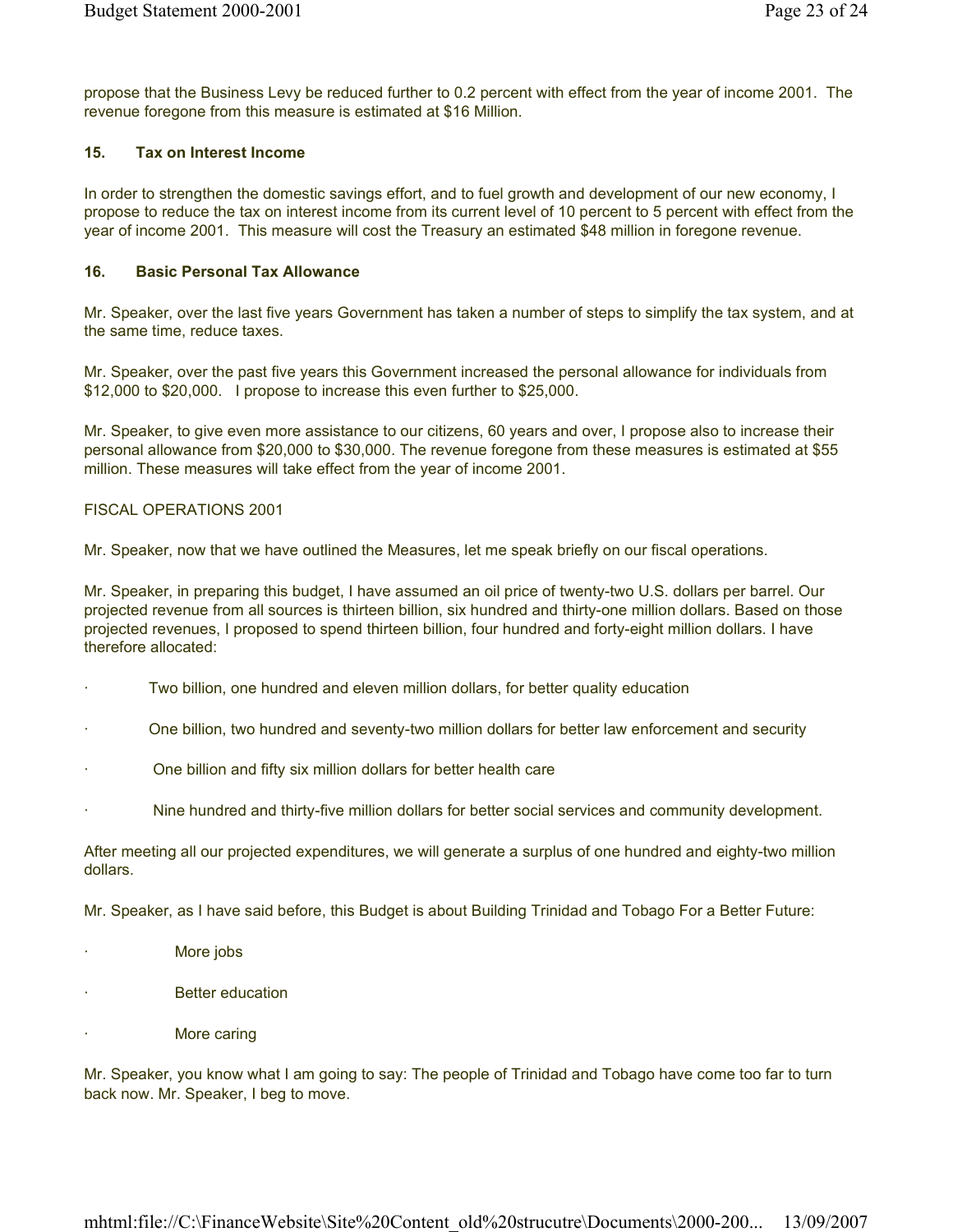propose that the Business Levy be reduced further to 0.2 percent with effect from the year of income 2001. The revenue foregone from this measure is estimated at $16 Million.

### 15. Tax on Interest Income

In order to strengthen the domestic savings effort, and to fuel growth and development of our new economy, I propose to reduce the tax on interest income from its current level of 10 percent to 5 percent with effect from the year of income 2001. This measure will cost the Treasury an estimated $48 million in foregone revenue.

### 16. Basic Personal Tax Allowance

Mr. Speaker, over the last five years Government has taken a number of steps to simplify the tax system, and at the same time, reduce taxes.

Mr. Speaker, over the past five years this Government increased the personal allowance for individuals from $12,000 to $20,000. I propose to increase this even further to $25,000.

Mr. Speaker, to give even more assistance to our citizens, 60 years and over, I propose also to increase their personal allowance from $20,000 to $30,000. The revenue foregone from these measures is estimated at $55 million. These measures will take effect from the year of income 2001.

FISCAL OPERATIONS 2001

Mr. Speaker, now that we have outlined the Measures, let me speak briefly on our fiscal operations.

Mr. Speaker, in preparing this budget, I have assumed an oil price of twenty-two U.S. dollars per barrel. Our projected revenue from all sources is thirteen billion, six hundred and thirty-one million dollars. Based on those projected revenues, I proposed to spend thirteen billion, four hundred and forty-eight million dollars. I have therefore allocated:

- Two billion, one hundred and eleven million dollars, for better quality education
- One billion, two hundred and seventy-two million dollars for better law enforcement and security
- One billion and fifty six million dollars for better health care
- Nine hundred and thirty-five million dollars for better social services and community development.

After meeting all our projected expenditures, we will generate a surplus of one hundred and eighty-two million dollars.

Mr. Speaker, as I have said before, this Budget is about Building Trinidad and Tobago For a Better Future:

- More jobs
- Better education
- More caring

Mr. Speaker, you know what I am going to say: The people of Trinidad and Tobago have come too far to turn back now. Mr. Speaker, I beg to move.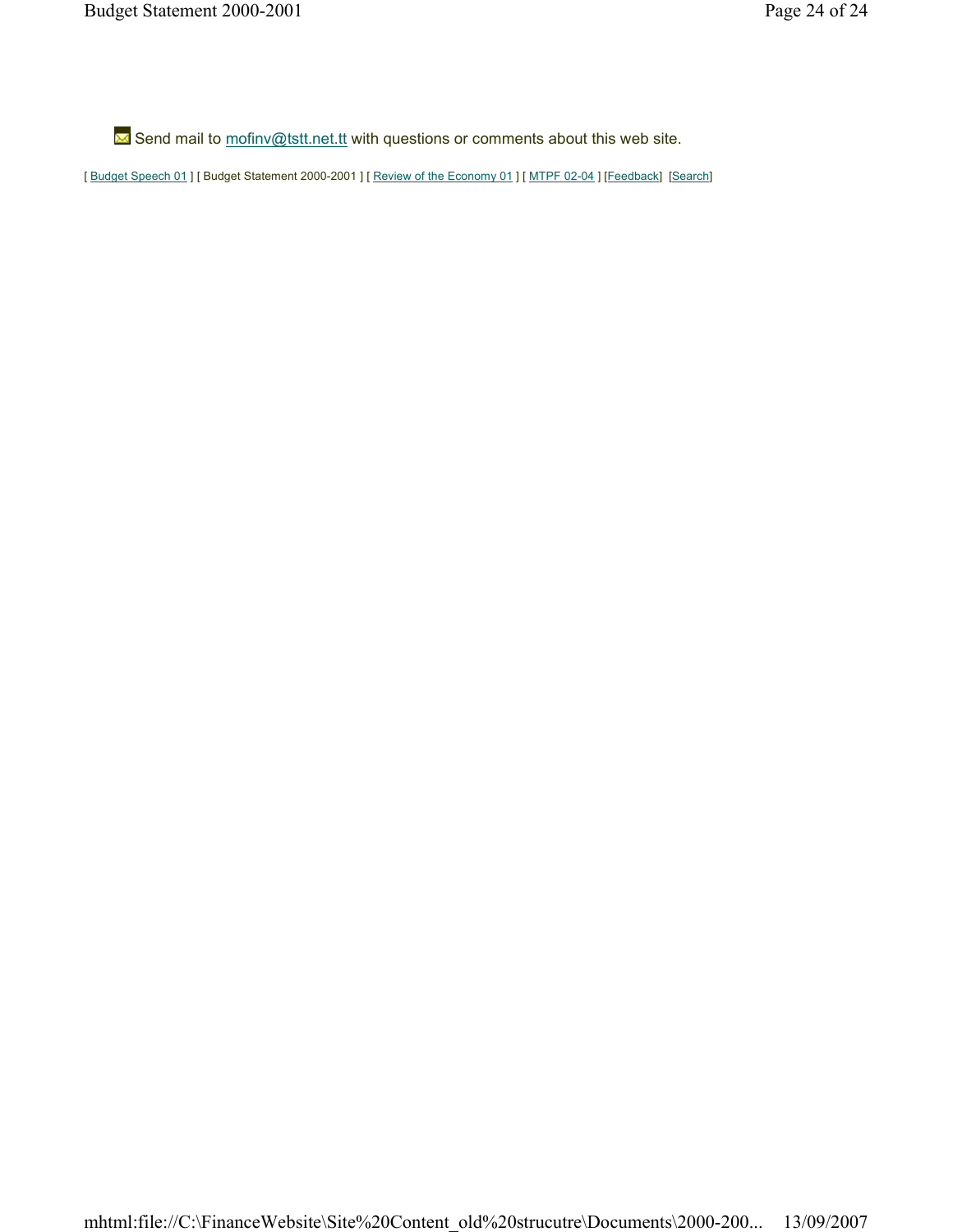Send mail to mofinv@tstt.net.tt with questions or comments about this web site.

[ Budget Speech 01 ] [ Budget Statement 2000-2001 ] [ Review of the Economy 01 ] [ MTPF 02-04 ] [Feedback] [Search]